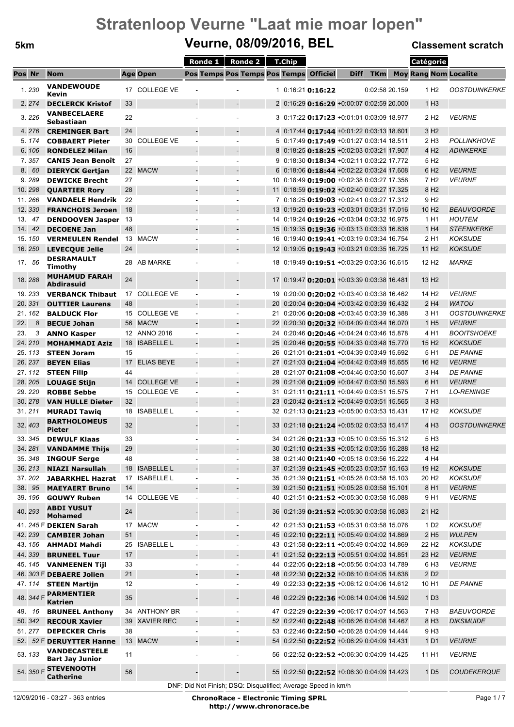# Stratenloop Veurne "Laat mie moar lopen"

## Veurne, 08/09/2016, BEL

**5km** — **Classement scratch**

| Pos | Nr | | Nom | Age | Open | Ronde 1 Pos | Ronde 1 Temps | Ronde 2 Pos | Ronde 2 Temps | T.Chip Pos | T.Chip Temps | Officiel | Diff | TKm | Moy | Catégorie Rang | Catégorie Nom | Localite |
|---|---|---|---|---|---|---|---|---|---|---|---|---|---|---|---|---|---|---|
| 1. | 230 | | **VANDEWOUDE Kevin** | 17 | COLLEGE VE | - | | - | | 1 | 0:16:21 | **0:16:22** | | 0:02:58 | 20.159 | 1 | H2 | OOSTDUINKERKE |
| 2. | 274 | | **DECLERCK Kristof** | 33 | | - | | - | | 2 | 0:16:29 | **0:16:29** | +0:00:07 | 0:02:59 | 20.000 | 1 | H3 | |
| 3. | 226 | | **VANBECELAERE Sebastiaan** | 22 | | - | | - | | 3 | 0:17:22 | **0:17:23** | +0:01:01 | 0:03:09 | 18.977 | 2 | H2 | VEURNE |
| 4. | 276 | | **CREMINGER Bart** | 24 | | - | | - | | 4 | 0:17:44 | **0:17:44** | +0:01:22 | 0:03:13 | 18.601 | 3 | H2 | |
| 5. | 174 | | **COBBAERT Pieter** | 30 | COLLEGE VE | - | | - | | 5 | 0:17:49 | **0:17:49** | +0:01:27 | 0:03:14 | 18.511 | 2 | H3 | POLLINKHOVE |
| 6. | 106 | | **RONDELEZ Milan** | 16 | | - | | - | | 8 | 0:18:25 | **0:18:25** | +0:02:03 | 0:03:21 | 17.907 | 4 | H2 | ADINKERKE |
| 7. | 357 | | **CANIS Jean Benoît** | 27 | | - | | - | | 9 | 0:18:30 | **0:18:34** | +0:02:11 | 0:03:22 | 17.772 | 5 | H2 | |
| 8. | 60 | | **DIERYCK Gertjan** | 22 | MACW | - | | - | | 6 | 0:18:06 | **0:18:44** | +0:02:22 | 0:03:24 | 17.608 | 6 | H2 | VEURNE |
| 9. | 289 | | **DEWICKE Brecht** | 27 | | - | | - | | 10 | 0:18:49 | **0:19:00** | +0:02:38 | 0:03:27 | 17.358 | 7 | H2 | VEURNE |
| 10. | 298 | | **QUARTIER Rory** | 28 | | - | | - | | 11 | 0:18:59 | **0:19:02** | +0:02:40 | 0:03:27 | 17.325 | 8 | H2 | |
| 11. | 266 | | **VANDAELE Hendrik** | 22 | | - | | - | | 7 | 0:18:25 | **0:19:03** | +0:02:41 | 0:03:27 | 17.312 | 9 | H2 | |
| 12. | 330 | | **FRANCHOIS Jeroen** | 18 | | - | | - | | 13 | 0:19:20 | **0:19:23** | +0:03:01 | 0:03:31 | 17.016 | 10 | H2 | BEAUVOORDE |
| 13. | 47 | | **DENDOOVEN Jasper** | 13 | | - | | - | | 14 | 0:19:24 | **0:19:26** | +0:03:04 | 0:03:32 | 16.975 | 1 | H1 | HOUTEM |
| 14. | 42 | | **DECOENE Jan** | 48 | | - | | - | | 15 | 0:19:35 | **0:19:36** | +0:03:13 | 0:03:33 | 16.836 | 1 | H4 | STEENKERKE |
| 15. | 150 | | **VERMEULEN Rendel** | 13 | MACW | - | | - | | 16 | 0:19:40 | **0:19:41** | +0:03:19 | 0:03:34 | 16.754 | 2 | H1 | KOKSIJDE |
| 16. | 250 | | **LEVECQUE Jelle** | 24 | | - | | - | | 12 | 0:19:05 | **0:19:43** | +0:03:21 | 0:03:35 | 16.725 | 11 | H2 | KOKSIJDE |
| 17. | 56 | | **DESRAMAULT Timothy** | 28 | AB MARKE | - | | - | | 18 | 0:19:49 | **0:19:51** | +0:03:29 | 0:03:36 | 16.615 | 12 | H2 | MARKE |
| 18. | 288 | | **MUHAMUD FARAH Abdirasuid** | 24 | | - | | - | | 17 | 0:19:47 | **0:20:01** | +0:03:39 | 0:03:38 | 16.481 | 13 | H2 | |
| 19. | 233 | | **VERBANCK Thibaut** | 17 | COLLEGE VE | - | | - | | 19 | 0:20:00 | **0:20:02** | +0:03:40 | 0:03:38 | 16.462 | 14 | H2 | VEURNE |
| 20. | 331 | | **OUTTIER Laurens** | 48 | | - | | - | | 20 | 0:20:04 | **0:20:04** | +0:03:42 | 0:03:39 | 16.432 | 2 | H4 | WATOU |
| 21. | 162 | | **BALDUCK Flor** | 15 | COLLEGE VE | - | | - | | 21 | 0:20:06 | **0:20:08** | +0:03:45 | 0:03:39 | 16.388 | 3 | H1 | OOSTDUINKERKE |
| 22. | 8 | | **BECUE Johan** | 56 | MACW | - | | - | | 22 | 0:20:30 | **0:20:32** | +0:04:09 | 0:03:44 | 16.070 | 1 | H5 | VEURNE |
| 23. | 3 | | **ANNO Kasper** | 12 | ANNO 2016 | - | | - | | 24 | 0:20:46 | **0:20:46** | +0:04:24 | 0:03:46 | 15.878 | 4 | H1 | BOOITSHOEKE |
| 24. | 210 | | **MOHAMMADI Aziz** | 18 | ISABELLE L | - | | - | | 25 | 0:20:46 | **0:20:55** | +0:04:33 | 0:03:48 | 15.770 | 15 | H2 | KOKSIJDE |
| 25. | 113 | | **STEEN Joram** | 15 | | - | | - | | 26 | 0:21:01 | **0:21:01** | +0:04:39 | 0:03:49 | 15.692 | 5 | H1 | DE PANNE |
| 26. | 237 | | **BEYEN Elias** | 17 | ELIAS BEYE | - | | - | | 27 | 0:21:03 | **0:21:04** | +0:04:42 | 0:03:49 | 15.655 | 16 | H2 | VEURNE |
| 27. | 112 | | **STEEN Filip** | 44 | | - | | - | | 28 | 0:21:07 | **0:21:08** | +0:04:46 | 0:03:50 | 15.607 | 3 | H4 | DE PANNE |
| 28. | 205 | | **LOUAGE Stijn** | 14 | COLLEGE VE | - | | - | | 29 | 0:21:08 | **0:21:09** | +0:04:47 | 0:03:50 | 15.593 | 6 | H1 | VEURNE |
| 29. | 220 | | **ROBBE Sebbe** | 15 | COLLEGE VE | - | | - | | 31 | 0:21:11 | **0:21:11** | +0:04:49 | 0:03:51 | 15.575 | 7 | H1 | LO-RENINGE |
| 30. | 278 | | **VAN HULLE Dieter** | 32 | | - | | - | | 23 | 0:20:42 | **0:21:12** | +0:04:49 | 0:03:51 | 15.565 | 3 | H3 | |
| 31. | 211 | | **MURADI Tawiq** | 18 | ISABELLE L | - | | - | | 32 | 0:21:13 | **0:21:23** | +0:05:00 | 0:03:53 | 15.431 | 17 | H2 | KOKSIJDE |
| 32. | 403 | | **BARTHOLOMEUS Pieter** | 32 | | - | | - | | 33 | 0:21:18 | **0:21:24** | +0:05:02 | 0:03:53 | 15.417 | 4 | H3 | OOSTDUINKERKE |
| 33. | 345 | | **DEWULF Klaas** | 33 | | - | | - | | 34 | 0:21:26 | **0:21:33** | +0:05:10 | 0:03:55 | 15.312 | 5 | H3 | |
| 34. | 281 | | **VANDAMME Thijs** | 29 | | - | | - | | 30 | 0:21:10 | **0:21:35** | +0:05:12 | 0:03:55 | 15.288 | 18 | H2 | |
| 35. | 348 | | **INGOUF Serge** | 48 | | - | | - | | 38 | 0:21:40 | **0:21:40** | +0:05:18 | 0:03:56 | 15.222 | 4 | H4 | |
| 36. | 213 | | **NIAZI Narsullah** | 18 | ISABELLE L | - | | - | | 37 | 0:21:39 | **0:21:45** | +0:05:23 | 0:03:57 | 15.163 | 19 | H2 | KOKSIJDE |
| 37. | 202 | | **JABARKHEL Hazrat** | 17 | ISABELLE L | - | | - | | 35 | 0:21:39 | **0:21:51** | +0:05:28 | 0:03:58 | 15.103 | 20 | H2 | KOKSIJDE |
| 38. | 95 | | **MAEYAERT Bruno** | 14 | | - | | - | | 39 | 0:21:50 | **0:21:51** | +0:05:28 | 0:03:58 | 15.101 | 8 | H1 | VEURNE |
| 39. | 196 | | **GOUWY Ruben** | 14 | COLLEGE VE | - | | - | | 40 | 0:21:51 | **0:21:52** | +0:05:30 | 0:03:58 | 15.088 | 9 | H1 | VEURNE |
| 40. | 293 | | **ABDI YUSUT Mohamed** | 24 | | - | | - | | 36 | 0:21:39 | **0:21:52** | +0:05:30 | 0:03:58 | 15.083 | 21 | H2 | |
| 41. | 245 | F | **DEKIEN Sarah** | 17 | MACW | - | | - | | 42 | 0:21:53 | **0:21:53** | +0:05:31 | 0:03:58 | 15.076 | 1 | D2 | KOKSIJDE |
| 42. | 239 | | **CAMBIER Johan** | 51 | | - | | - | | 45 | 0:22:10 | **0:22:11** | +0:05:49 | 0:04:02 | 14.869 | 2 | H5 | WULPEN |
| 43. | 156 | | **AHMADI Mahdi** | 25 | ISABELLE L | - | | - | | 43 | 0:21:58 | **0:22:11** | +0:05:49 | 0:04:02 | 14.869 | 22 | H2 | KOKSIJDE |
| 44. | 339 | | **BRUNEEL Tuur** | 17 | | - | | - | | 41 | 0:21:52 | **0:22:13** | +0:05:51 | 0:04:02 | 14.851 | 23 | H2 | VEURNE |
| 45. | 145 | | **VANMEENEN Tijl** | 33 | | - | | - | | 44 | 0:22:05 | **0:22:18** | +0:05:56 | 0:04:03 | 14.789 | 6 | H3 | VEURNE |
| 46. | 303 | F | **DEBAERE Jolien** | 21 | | - | | - | | 48 | 0:22:30 | **0:22:32** | +0:06:10 | 0:04:05 | 14.638 | 2 | D2 | |
| 47. | 114 | | **STEEN Martijn** | 12 | | - | | - | | 49 | 0:22:33 | **0:22:35** | +0:06:12 | 0:04:06 | 14.612 | 10 | H1 | DE PANNE |
| 48. | 344 | F | **PARMENTIER Katrien** | 35 | | - | | - | | 46 | 0:22:29 | **0:22:36** | +0:06:14 | 0:04:06 | 14.592 | 1 | D3 | |
| 49. | 16 | | **BRUNEEL Anthony** | 34 | ANTHONY BR | - | | - | | 47 | 0:22:29 | **0:22:39** | +0:06:17 | 0:04:07 | 14.563 | 7 | H3 | BAEUVOORDE |
| 50. | 342 | | **RECOUR Xavier** | 39 | XAVIER REC | - | | - | | 52 | 0:22:40 | **0:22:48** | +0:06:26 | 0:04:08 | 14.467 | 8 | H3 | DIKSMUIDE |
| 51. | 277 | | **DEPECKER Chris** | 38 | | - | | - | | 53 | 0:22:46 | **0:22:50** | +0:06:28 | 0:04:09 | 14.444 | 9 | H3 | |
| 52. | 52 | F | **DERUYTTER Hanne** | 13 | MACW | - | | - | | 54 | 0:22:50 | **0:22:52** | +0:06:29 | 0:04:09 | 14.431 | 1 | D1 | VEURNE |
| 53. | 133 | | **VANDECASTEELE Bart Jay Junior** | 11 | | - | | - | | 56 | 0:22:52 | **0:22:52** | +0:06:30 | 0:04:09 | 14.425 | 11 | H1 | VEURNE |
| 54. | 350 | F | **STEVENOOTH Catherine** | 56 | | - | | - | | 55 | 0:22:50 | **0:22:52** | +0:06:30 | 0:04:09 | 14.423 | 1 | D5 | COUDEKERQUE |

DNF: Did Not Finish; DSQ: Disqualified; Average Speed in km/h

12/09/2016 - 03:27 - 363 entries

**ChronoRace - Electronic Timing SPRL**
**http://www.chronorace.be**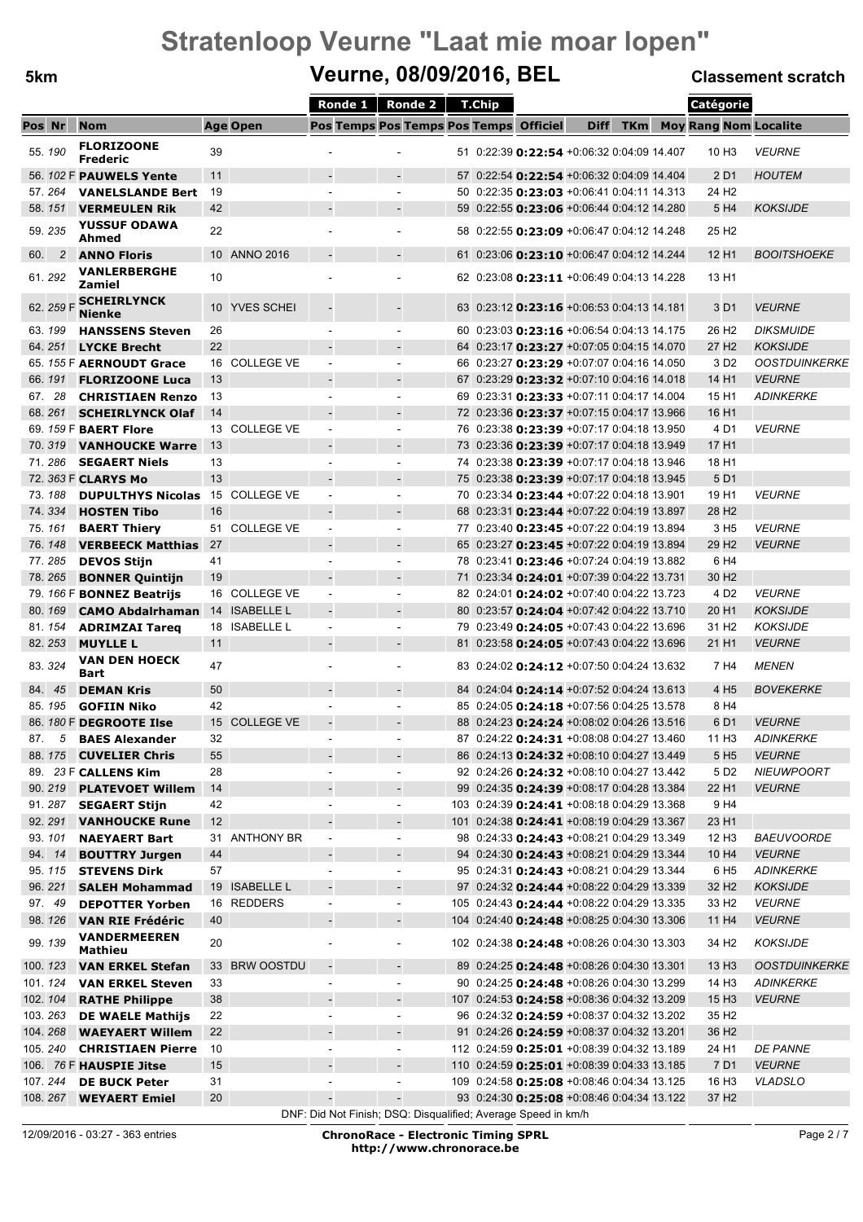# Stratenloop Veurne "Laat mie moar lopen"

**5km** — **Veurne, 08/09/2016, BEL** — **Classement scratch**

| Pos | Nr | Nom | Age | Open | Ronde 1 Pos | Ronde 1 Temps | Ronde 2 Pos | Ronde 2 Temps | T.Chip Pos | T.Chip Temps | Officiel | Diff | TKm | Moy | Catégorie Rang | Catégorie Nom | Localite |
|---|---|---|---|---|---|---|---|---|---|---|---|---|---|---|---|---|---|
| 55. | 190 | **FLORIZOONE Frederic** | 39 | | | - | | - | 51 | 0:22:39 | **0:22:54** | +0:06:32 | 0:04:09 | 14.407 | 10 | H3 | *VEURNE* |
| 56. | 102 F | **PAUWELS Yente** | 11 | | | - | | - | 57 | 0:22:54 | **0:22:54** | +0:06:32 | 0:04:09 | 14.404 | 2 | D1 | *HOUTEM* |
| 57. | 264 | **VANELSLANDE Bert** | 19 | | | - | | - | 50 | 0:22:35 | **0:23:03** | +0:06:41 | 0:04:11 | 14.313 | 24 | H2 | |
| 58. | 151 | **VERMEULEN Rik** | 42 | | | - | | - | 59 | 0:22:55 | **0:23:06** | +0:06:44 | 0:04:12 | 14.280 | 5 | H4 | *KOKSIJDE* |
| 59. | 235 | **YUSSUF ODAWA Ahmed** | 22 | | | - | | - | 58 | 0:22:55 | **0:23:09** | +0:06:47 | 0:04:12 | 14.248 | 25 | H2 | |
| 60. | 2 | **ANNO Floris** | 10 | ANNO 2016 | | - | | - | 61 | 0:23:06 | **0:23:10** | +0:06:47 | 0:04:12 | 14.244 | 12 | H1 | *BOOITSHOEKE* |
| 61. | 292 | **VANLERBERGHE Zamiel** | 10 | | | - | | - | 62 | 0:23:08 | **0:23:11** | +0:06:49 | 0:04:13 | 14.228 | 13 | H1 | |
| 62. | 259 F | **SCHEIRLYNCK Nienke** | 10 | YVES SCHEI | | - | | - | 63 | 0:23:12 | **0:23:16** | +0:06:53 | 0:04:13 | 14.181 | 3 | D1 | *VEURNE* |
| 63. | 199 | **HANSSENS Steven** | 26 | | | - | | - | 60 | 0:23:03 | **0:23:16** | +0:06:54 | 0:04:13 | 14.175 | 26 | H2 | *DIKSMUIDE* |
| 64. | 251 | **LYCKE Brecht** | 22 | | | - | | - | 64 | 0:23:17 | **0:23:27** | +0:07:05 | 0:04:15 | 14.070 | 27 | H2 | *KOKSIJDE* |
| 65. | 155 F | **AERNOUDT Grace** | 16 | COLLEGE VE | | - | | - | 66 | 0:23:27 | **0:23:29** | +0:07:07 | 0:04:16 | 14.050 | 3 | D2 | *OOSTDUINKERKE* |
| 66. | 191 | **FLORIZOONE Luca** | 13 | | | - | | - | 67 | 0:23:29 | **0:23:32** | +0:07:10 | 0:04:16 | 14.018 | 14 | H1 | *VEURNE* |
| 67. | 28 | **CHRISTIAEN Renzo** | 13 | | | - | | - | 69 | 0:23:31 | **0:23:33** | +0:07:11 | 0:04:17 | 14.004 | 15 | H1 | *ADINKERKE* |
| 68. | 261 | **SCHEIRLYNCK Olaf** | 14 | | | - | | - | 72 | 0:23:36 | **0:23:37** | +0:07:15 | 0:04:17 | 13.966 | 16 | H1 | |
| 69. | 159 F | **BAERT Flore** | 13 | COLLEGE VE | | - | | - | 76 | 0:23:38 | **0:23:39** | +0:07:17 | 0:04:18 | 13.950 | 4 | D1 | *VEURNE* |
| 70. | 319 | **VANHOUCKE Warre** | 13 | | | - | | - | 73 | 0:23:36 | **0:23:39** | +0:07:17 | 0:04:18 | 13.949 | 17 | H1 | |
| 71. | 286 | **SEGAERT Niels** | 13 | | | - | | - | 74 | 0:23:38 | **0:23:39** | +0:07:17 | 0:04:18 | 13.946 | 18 | H1 | |
| 72. | 363 F | **CLARYS Mo** | 13 | | | - | | - | 75 | 0:23:38 | **0:23:39** | +0:07:17 | 0:04:18 | 13.945 | 5 | D1 | |
| 73. | 188 | **DUPULTHYS Nicolas** | 15 | COLLEGE VE | | - | | - | 70 | 0:23:34 | **0:23:44** | +0:07:22 | 0:04:18 | 13.901 | 19 | H1 | *VEURNE* |
| 74. | 334 | **HOSTEN Tibo** | 16 | | | - | | - | 68 | 0:23:31 | **0:23:44** | +0:07:22 | 0:04:19 | 13.897 | 28 | H2 | |
| 75. | 161 | **BAERT Thiery** | 51 | COLLEGE VE | | - | | - | 77 | 0:23:40 | **0:23:45** | +0:07:22 | 0:04:19 | 13.894 | 3 | H5 | *VEURNE* |
| 76. | 148 | **VERBEECK Matthias** | 27 | | | - | | - | 65 | 0:23:27 | **0:23:45** | +0:07:22 | 0:04:19 | 13.894 | 29 | H2 | *VEURNE* |
| 77. | 285 | **DEVOS Stijn** | 41 | | | - | | - | 78 | 0:23:41 | **0:23:46** | +0:07:24 | 0:04:19 | 13.882 | 6 | H4 | |
| 78. | 265 | **BONNER Quintijn** | 19 | | | - | | - | 71 | 0:23:34 | **0:24:01** | +0:07:39 | 0:04:22 | 13.731 | 30 | H2 | |
| 79. | 166 F | **BONNEZ Beatrijs** | 16 | COLLEGE VE | | - | | - | 82 | 0:24:01 | **0:24:02** | +0:07:40 | 0:04:22 | 13.723 | 4 | D2 | *VEURNE* |
| 80. | 169 | **CAMO Abdalrhaman** | 14 | ISABELLE L | | - | | - | 80 | 0:23:57 | **0:24:04** | +0:07:42 | 0:04:22 | 13.710 | 20 | H1 | *KOKSIJDE* |
| 81. | 154 | **ADRIMZAI Tareq** | 18 | ISABELLE L | | - | | - | 79 | 0:23:49 | **0:24:05** | +0:07:43 | 0:04:22 | 13.696 | 31 | H2 | *KOKSIJDE* |
| 82. | 253 | **MUYLLE L** | 11 | | | - | | - | 81 | 0:23:58 | **0:24:05** | +0:07:43 | 0:04:22 | 13.696 | 21 | H1 | *VEURNE* |
| 83. | 324 | **VAN DEN HOECK Bart** | 47 | | | - | | - | 83 | 0:24:02 | **0:24:12** | +0:07:50 | 0:04:24 | 13.632 | 7 | H4 | *MENEN* |
| 84. | 45 | **DEMAN Kris** | 50 | | | - | | - | 84 | 0:24:04 | **0:24:14** | +0:07:52 | 0:04:24 | 13.613 | 4 | H5 | *BOVEKERKE* |
| 85. | 195 | **GOFIIN Niko** | 42 | | | - | | - | 85 | 0:24:05 | **0:24:18** | +0:07:56 | 0:04:25 | 13.578 | 8 | H4 | |
| 86. | 180 F | **DEGROOTE Ilse** | 15 | COLLEGE VE | | - | | - | 88 | 0:24:23 | **0:24:24** | +0:08:02 | 0:04:26 | 13.516 | 6 | D1 | *VEURNE* |
| 87. | 5 | **BAES Alexander** | 32 | | | - | | - | 87 | 0:24:22 | **0:24:31** | +0:08:08 | 0:04:27 | 13.460 | 11 | H3 | *ADINKERKE* |
| 88. | 175 | **CUVELIER Chris** | 55 | | | - | | - | 86 | 0:24:13 | **0:24:32** | +0:08:10 | 0:04:27 | 13.449 | 5 | H5 | *VEURNE* |
| 89. | 23 F | **CALLENS Kim** | 28 | | | - | | - | 92 | 0:24:26 | **0:24:32** | +0:08:10 | 0:04:27 | 13.442 | 5 | D2 | *NIEUWPOORT* |
| 90. | 219 | **PLATEVOET Willem** | 14 | | | - | | - | 99 | 0:24:35 | **0:24:39** | +0:08:17 | 0:04:28 | 13.384 | 22 | H1 | *VEURNE* |
| 91. | 287 | **SEGAERT Stijn** | 42 | | | - | | - | 103 | 0:24:39 | **0:24:41** | +0:08:18 | 0:04:29 | 13.368 | 9 | H4 | |
| 92. | 291 | **VANHOUCKE Rune** | 12 | | | - | | - | 101 | 0:24:38 | **0:24:41** | +0:08:19 | 0:04:29 | 13.367 | 23 | H1 | |
| 93. | 101 | **NAEYAERT Bart** | 31 | ANTHONY BR | | - | | - | 98 | 0:24:33 | **0:24:43** | +0:08:21 | 0:04:29 | 13.349 | 12 | H3 | *BAEUVOORDE* |
| 94. | 14 | **BOUTTRY Jurgen** | 44 | | | - | | - | 94 | 0:24:30 | **0:24:43** | +0:08:21 | 0:04:29 | 13.344 | 10 | H4 | *VEURNE* |
| 95. | 115 | **STEVENS Dirk** | 57 | | | - | | - | 95 | 0:24:31 | **0:24:43** | +0:08:21 | 0:04:29 | 13.344 | 6 | H5 | *ADINKERKE* |
| 96. | 221 | **SALEH Mohammad** | 19 | ISABELLE L | | - | | - | 97 | 0:24:32 | **0:24:44** | +0:08:22 | 0:04:29 | 13.339 | 32 | H2 | *KOKSIJDE* |
| 97. | 49 | **DEPOTTER Yorben** | 16 | REDDERS | | - | | - | 105 | 0:24:43 | **0:24:44** | +0:08:22 | 0:04:29 | 13.335 | 33 | H2 | *VEURNE* |
| 98. | 126 | **VAN RIE Frédéric** | 40 | | | - | | - | 104 | 0:24:40 | **0:24:48** | +0:08:25 | 0:04:30 | 13.306 | 11 | H4 | *VEURNE* |
| 99. | 139 | **VANDERMEEREN Mathieu** | 20 | | | - | | - | 102 | 0:24:38 | **0:24:48** | +0:08:26 | 0:04:30 | 13.303 | 34 | H2 | *KOKSIJDE* |
| 100. | 123 | **VAN ERKEL Stefan** | 33 | BRW OOSTDU | | - | | - | 89 | 0:24:25 | **0:24:48** | +0:08:26 | 0:04:30 | 13.301 | 13 | H3 | *OOSTDUINKERKE* |
| 101. | 124 | **VAN ERKEL Steven** | 33 | | | - | | - | 90 | 0:24:25 | **0:24:48** | +0:08:26 | 0:04:30 | 13.299 | 14 | H3 | *ADINKERKE* |
| 102. | 104 | **RATHE Philippe** | 38 | | | - | | - | 107 | 0:24:53 | **0:24:58** | +0:08:36 | 0:04:32 | 13.209 | 15 | H3 | *VEURNE* |
| 103. | 263 | **DE WAELE Mathijs** | 22 | | | - | | - | 96 | 0:24:32 | **0:24:59** | +0:08:37 | 0:04:32 | 13.202 | 35 | H2 | |
| 104. | 268 | **WAEYAERT Willem** | 22 | | | - | | - | 91 | 0:24:26 | **0:24:59** | +0:08:37 | 0:04:32 | 13.201 | 36 | H2 | |
| 105. | 240 | **CHRISTIAEN Pierre** | 10 | | | - | | - | 112 | 0:24:59 | **0:25:01** | +0:08:39 | 0:04:32 | 13.189 | 24 | H1 | *DE PANNE* |
| 106. | 76 F | **HAUSPIE Jitse** | 15 | | | - | | - | 110 | 0:24:59 | **0:25:01** | +0:08:39 | 0:04:33 | 13.185 | 7 | D1 | *VEURNE* |
| 107. | 244 | **DE BUCK Peter** | 31 | | | - | | - | 109 | 0:24:58 | **0:25:08** | +0:08:46 | 0:04:34 | 13.125 | 16 | H3 | *VLADSLO* |
| 108. | 267 | **WEYAERT Emiel** | 20 | | | - | | - | 93 | 0:24:30 | **0:25:08** | +0:08:46 | 0:04:34 | 13.122 | 37 | H2 | |

DNF: Did Not Finish; DSQ: Disqualified; Average Speed in km/h

12/09/2016 - 03:27 - 363 entries

**ChronoRace - Electronic Timing SPRL**
**http://www.chronorace.be**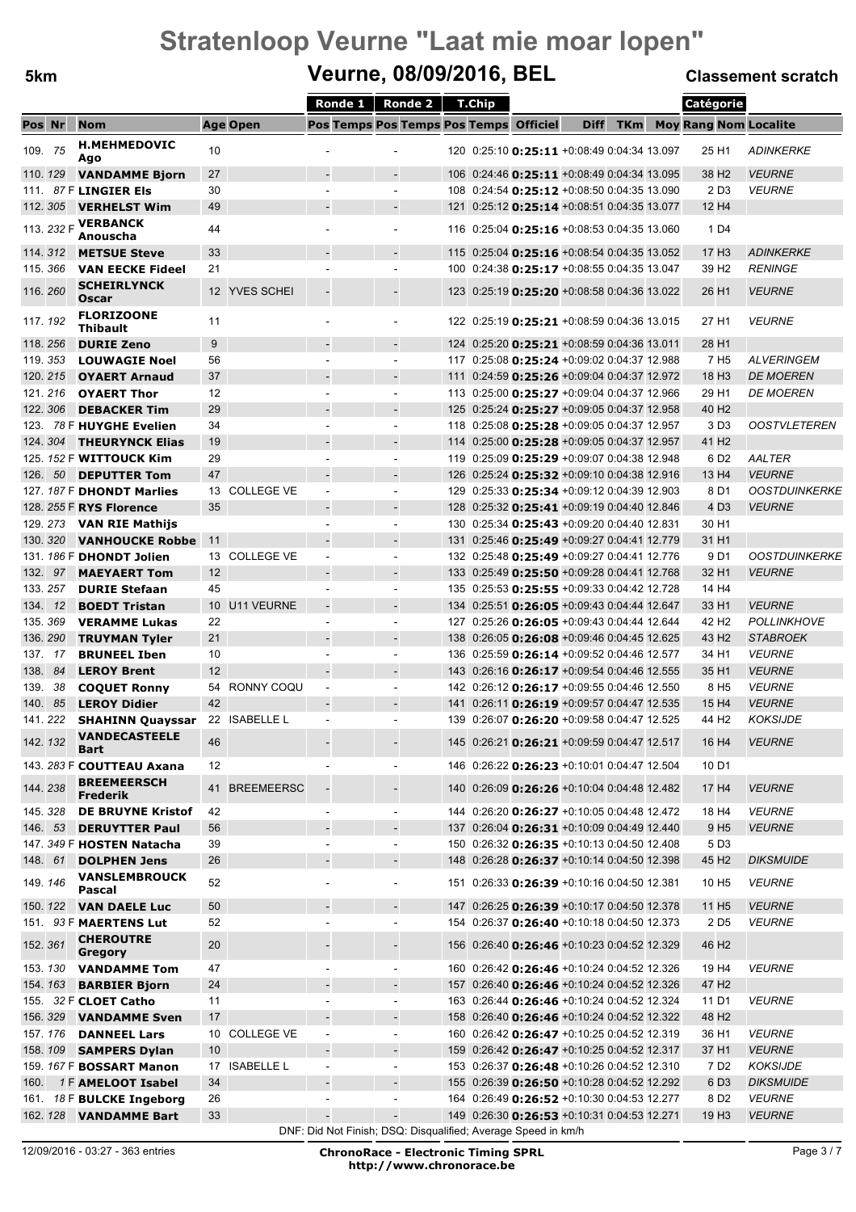# Stratenloop Veurne "Laat mie moar lopen"

## 5km — Veurne, 08/09/2016, BEL — Classement scratch

| Pos | Nr | Nom | Age | Open | Ronde 1 Pos | Ronde 1 Temps | Ronde 2 Pos | Ronde 2 Temps | T.Chip Pos | T.Chip Temps | Officiel | Diff | TKm | Moy | Catégorie Rang | Catégorie Nom | Localite |
|---|---|---|---|---|---|---|---|---|---|---|---|---|---|---|---|---|---|
| 109. | 75 | **H.MEHMEDOVIC Ago** | 10 | | | - | | - | 120 | 0:25:10 | **0:25:11** | +0:08:49 | 0:04:34 | 13.097 | 25 | H1 | ADINKERKE |
| 110. | 129 | **VANDAMME Bjorn** | 27 | | | - | | - | 106 | 0:24:46 | **0:25:11** | +0:08:49 | 0:04:34 | 13.095 | 38 | H2 | VEURNE |
| 111. | 87 F | **LINGIER Els** | 30 | | | - | | - | 108 | 0:24:54 | **0:25:12** | +0:08:50 | 0:04:35 | 13.090 | 2 | D3 | VEURNE |
| 112. | 305 | **VERHELST Wim** | 49 | | | - | | - | 121 | 0:25:12 | **0:25:14** | +0:08:51 | 0:04:35 | 13.077 | 12 | H4 | |
| 113. | 232 F | **VERBANCK Anouscha** | 44 | | | - | | - | 116 | 0:25:04 | **0:25:16** | +0:08:53 | 0:04:35 | 13.060 | 1 | D4 | |
| 114. | 312 | **METSUE Steve** | 33 | | | - | | - | 115 | 0:25:04 | **0:25:16** | +0:08:54 | 0:04:35 | 13.052 | 17 | H3 | ADINKERKE |
| 115. | 366 | **VAN EECKE Fideel** | 21 | | | - | | - | 100 | 0:24:38 | **0:25:17** | +0:08:55 | 0:04:35 | 13.047 | 39 | H2 | RENINGE |
| 116. | 260 | **SCHEIRLYNCK Oscar** | 12 | YVES SCHEI | | - | | - | 123 | 0:25:19 | **0:25:20** | +0:08:58 | 0:04:36 | 13.022 | 26 | H1 | VEURNE |
| 117. | 192 | **FLORIZOONE Thibault** | 11 | | | - | | - | 122 | 0:25:19 | **0:25:21** | +0:08:59 | 0:04:36 | 13.015 | 27 | H1 | VEURNE |
| 118. | 256 | **DURIE Zeno** | 9 | | | - | | - | 124 | 0:25:20 | **0:25:21** | +0:08:59 | 0:04:36 | 13.011 | 28 | H1 | |
| 119. | 353 | **LOUWAGIE Noel** | 56 | | | - | | - | 117 | 0:25:08 | **0:25:24** | +0:09:02 | 0:04:37 | 12.988 | 7 | H5 | ALVERINGEM |
| 120. | 215 | **OYAERT Arnaud** | 37 | | | - | | - | 111 | 0:24:59 | **0:25:26** | +0:09:04 | 0:04:37 | 12.972 | 18 | H3 | DE MOEREN |
| 121. | 216 | **OYAERT Thor** | 12 | | | - | | - | 113 | 0:25:00 | **0:25:27** | +0:09:04 | 0:04:37 | 12.966 | 29 | H1 | DE MOEREN |
| 122. | 306 | **DEBACKER Tim** | 29 | | | - | | - | 125 | 0:25:24 | **0:25:27** | +0:09:05 | 0:04:37 | 12.958 | 40 | H2 | |
| 123. | 78 F | **HUYGHE Evelien** | 34 | | | - | | - | 118 | 0:25:08 | **0:25:28** | +0:09:05 | 0:04:37 | 12.957 | 3 | D3 | OOSTVLETEREN |
| 124. | 304 | **THEURYNCK Elias** | 19 | | | - | | - | 114 | 0:25:00 | **0:25:28** | +0:09:05 | 0:04:37 | 12.957 | 41 | H2 | |
| 125. | 152 F | **WITTOUCK Kim** | 29 | | | - | | - | 119 | 0:25:09 | **0:25:29** | +0:09:07 | 0:04:37 | 12.948 | 6 | D2 | AALTER |
| 126. | 50 | **DEPUTTER Tom** | 47 | | | - | | - | 126 | 0:25:24 | **0:25:32** | +0:09:10 | 0:04:38 | 12.916 | 13 | H4 | VEURNE |
| 127. | 187 F | **DHONDT Marlies** | 13 | COLLEGE VE | | - | | - | 129 | 0:25:33 | **0:25:34** | +0:09:12 | 0:04:39 | 12.903 | 8 | D1 | OOSTDUINKERKE |
| 128. | 255 F | **RYS Florence** | 35 | | | - | | - | 128 | 0:25:32 | **0:25:41** | +0:09:19 | 0:04:40 | 12.846 | 4 | D3 | VEURNE |
| 129. | 273 | **VAN RIE Mathijs** | | | | - | | - | 130 | 0:25:34 | **0:25:43** | +0:09:20 | 0:04:40 | 12.831 | 30 | H1 | |
| 130. | 320 | **VANHOUCKE Robbe** | 11 | | | - | | - | 131 | 0:25:46 | **0:25:49** | +0:09:27 | 0:04:41 | 12.779 | 31 | H1 | |
| 131. | 186 F | **DHONDT Jolien** | 13 | COLLEGE VE | | - | | - | 132 | 0:25:48 | **0:25:49** | +0:09:27 | 0:04:41 | 12.776 | 9 | D1 | OOSTDUINKERKE |
| 132. | 97 | **MAEYAERT Tom** | 12 | | | - | | - | 133 | 0:25:49 | **0:25:50** | +0:09:28 | 0:04:41 | 12.768 | 32 | H1 | VEURNE |
| 133. | 257 | **DURIE Stefaan** | 45 | | | - | | - | 135 | 0:25:53 | **0:25:55** | +0:09:33 | 0:04:42 | 12.728 | 14 | H4 | |
| 134. | 12 | **BOEDT Tristan** | 10 | U11 VEURNE | | - | | - | 134 | 0:25:51 | **0:26:05** | +0:09:43 | 0:04:44 | 12.647 | 33 | H1 | VEURNE |
| 135. | 369 | **VERAMME Lukas** | 22 | | | - | | - | 127 | 0:25:26 | **0:26:05** | +0:09:43 | 0:04:44 | 12.644 | 42 | H2 | POLLINKHOVE |
| 136. | 290 | **TRUYMAN Tyler** | 21 | | | - | | - | 138 | 0:26:05 | **0:26:08** | +0:09:46 | 0:04:45 | 12.625 | 43 | H2 | STABROEK |
| 137. | 17 | **BRUNEEL Iben** | 10 | | | - | | - | 136 | 0:25:59 | **0:26:14** | +0:09:52 | 0:04:46 | 12.577 | 34 | H1 | VEURNE |
| 138. | 84 | **LEROY Brent** | 12 | | | - | | - | 143 | 0:26:16 | **0:26:17** | +0:09:54 | 0:04:46 | 12.555 | 35 | H1 | VEURNE |
| 139. | 38 | **COQUET Ronny** | 54 | RONNY COQU | | - | | - | 142 | 0:26:12 | **0:26:17** | +0:09:55 | 0:04:46 | 12.550 | 8 | H5 | VEURNE |
| 140. | 85 | **LEROY Didier** | 42 | | | - | | - | 141 | 0:26:11 | **0:26:19** | +0:09:57 | 0:04:47 | 12.535 | 15 | H4 | VEURNE |
| 141. | 222 | **SHAHINN Quayssar** | 22 | ISABELLE L | | - | | - | 139 | 0:26:07 | **0:26:20** | +0:09:58 | 0:04:47 | 12.525 | 44 | H2 | KOKSIJDE |
| 142. | 132 | **VANDECASTEELE Bart** | 46 | | | - | | - | 145 | 0:26:21 | **0:26:21** | +0:09:59 | 0:04:47 | 12.517 | 16 | H4 | VEURNE |
| 143. | 283 F | **COUTTEAU Axana** | 12 | | | - | | - | 146 | 0:26:22 | **0:26:23** | +0:10:01 | 0:04:47 | 12.504 | 10 | D1 | |
| 144. | 238 | **BREEMEERSCH Frederik** | 41 | BREEMEERSC | | - | | - | 140 | 0:26:09 | **0:26:26** | +0:10:04 | 0:04:48 | 12.482 | 17 | H4 | VEURNE |
| 145. | 328 | **DE BRUYNE Kristof** | 42 | | | - | | - | 144 | 0:26:20 | **0:26:27** | +0:10:05 | 0:04:48 | 12.472 | 18 | H4 | VEURNE |
| 146. | 53 | **DERUYTTER Paul** | 56 | | | - | | - | 137 | 0:26:04 | **0:26:31** | +0:10:09 | 0:04:49 | 12.440 | 9 | H5 | VEURNE |
| 147. | 349 F | **HOSTEN Natacha** | 39 | | | - | | - | 150 | 0:26:32 | **0:26:35** | +0:10:13 | 0:04:50 | 12.408 | 5 | D3 | |
| 148. | 61 | **DOLPHEN Jens** | 26 | | | - | | - | 148 | 0:26:28 | **0:26:37** | +0:10:14 | 0:04:50 | 12.398 | 45 | H2 | DIKSMUIDE |
| 149. | 146 | **VANSLEMBROUCK Pascal** | 52 | | | - | | - | 151 | 0:26:33 | **0:26:39** | +0:10:16 | 0:04:50 | 12.381 | 10 | H5 | VEURNE |
| 150. | 122 | **VAN DAELE Luc** | 50 | | | - | | - | 147 | 0:26:25 | **0:26:39** | +0:10:17 | 0:04:50 | 12.378 | 11 | H5 | VEURNE |
| 151. | 93 F | **MAERTENS Lut** | 52 | | | - | | - | 154 | 0:26:37 | **0:26:40** | +0:10:18 | 0:04:50 | 12.373 | 2 | D5 | VEURNE |
| 152. | 361 | **CHEROUTRE Gregory** | 20 | | | - | | - | 156 | 0:26:40 | **0:26:46** | +0:10:23 | 0:04:52 | 12.329 | 46 | H2 | |
| 153. | 130 | **VANDAMME Tom** | 47 | | | - | | - | 160 | 0:26:42 | **0:26:46** | +0:10:24 | 0:04:52 | 12.326 | 19 | H4 | VEURNE |
| 154. | 163 | **BARBIER Bjorn** | 24 | | | - | | - | 157 | 0:26:40 | **0:26:46** | +0:10:24 | 0:04:52 | 12.326 | 47 | H2 | |
| 155. | 32 F | **CLOET Catho** | 11 | | | - | | - | 163 | 0:26:44 | **0:26:46** | +0:10:24 | 0:04:52 | 12.324 | 11 | D1 | VEURNE |
| 156. | 329 | **VANDAMME Sven** | 17 | | | - | | - | 158 | 0:26:40 | **0:26:46** | +0:10:24 | 0:04:52 | 12.322 | 48 | H2 | |
| 157. | 176 | **DANNEEL Lars** | 10 | COLLEGE VE | | - | | - | 160 | 0:26:42 | **0:26:47** | +0:10:25 | 0:04:52 | 12.319 | 36 | H1 | VEURNE |
| 158. | 109 | **SAMPERS Dylan** | 10 | | | - | | - | 159 | 0:26:42 | **0:26:47** | +0:10:25 | 0:04:52 | 12.317 | 37 | H1 | VEURNE |
| 159. | 167 F | **BOSSART Manon** | 17 | ISABELLE L | | - | | - | 153 | 0:26:37 | **0:26:48** | +0:10:26 | 0:04:52 | 12.310 | 7 | D2 | KOKSIJDE |
| 160. | 1 F | **AMELOOT Isabel** | 34 | | | - | | - | 155 | 0:26:39 | **0:26:50** | +0:10:28 | 0:04:52 | 12.292 | 6 | D3 | DIKSMUIDE |
| 161. | 18 F | **BULCKE Ingeborg** | 26 | | | - | | - | 164 | 0:26:49 | **0:26:52** | +0:10:30 | 0:04:53 | 12.277 | 8 | D2 | VEURNE |
| 162. | 128 | **VANDAMME Bart** | 33 | | | - | | - | 149 | 0:26:30 | **0:26:53** | +0:10:31 | 0:04:53 | 12.271 | 19 | H3 | VEURNE |

DNF: Did Not Finish; DSQ: Disqualified; Average Speed in km/h

12/09/2016 - 03:27 - 363 entries

**ChronoRace - Electronic Timing SPRL**
**http://www.chronorace.be**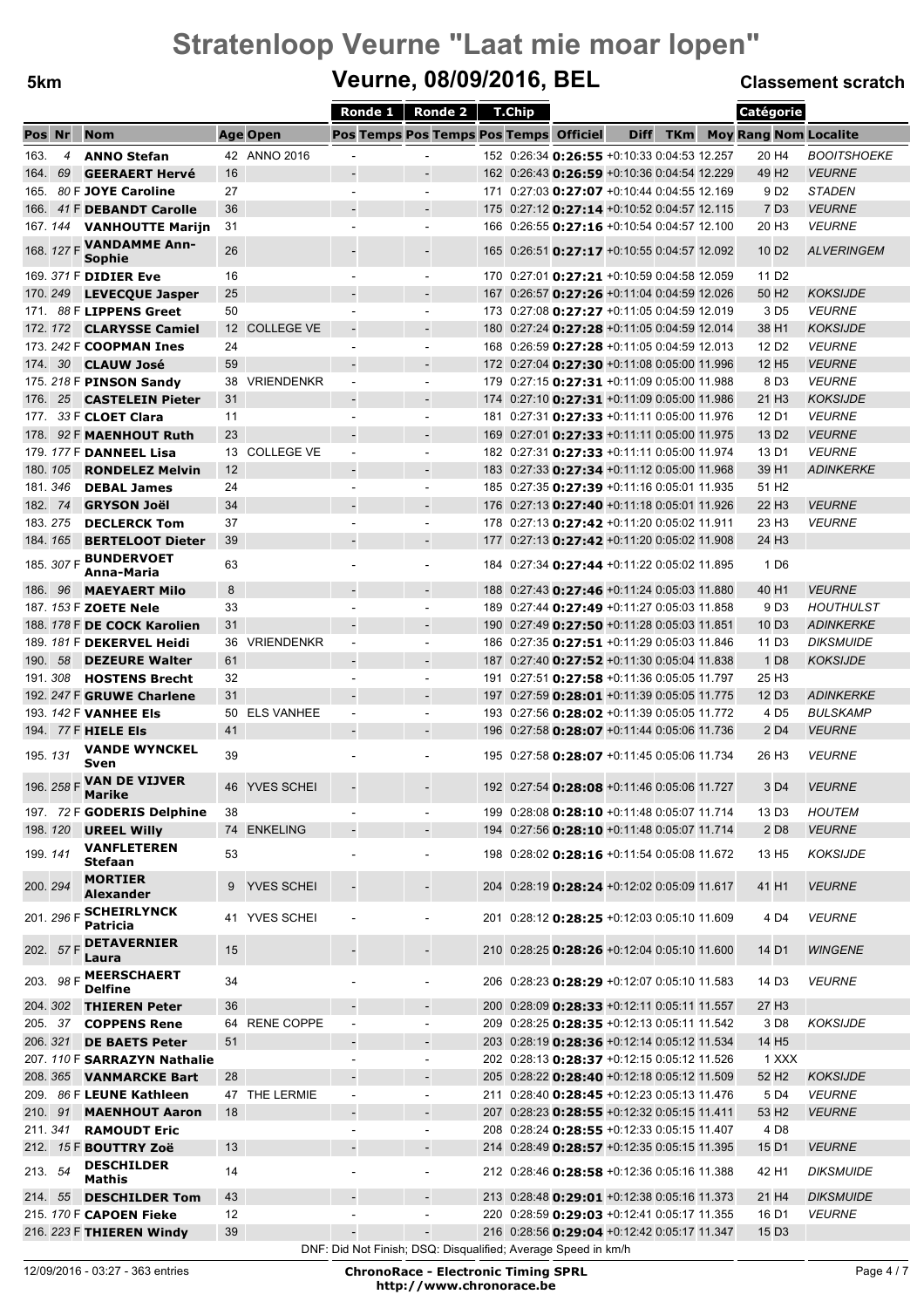# Stratenloop Veurne "Laat mie moar lopen"

**5km** — **Veurne, 08/09/2016, BEL** — **Classement scratch**

| Pos | Nr | | Nom | Age | Open | Ronde 1 Pos | Ronde 1 Temps | Ronde 2 Pos | Ronde 2 Temps | T.Chip Pos | T.Chip Temps | Officiel | Diff | TKm | Moy | Catégorie Rang | Catégorie Nom | Localite |
|---|---|---|---|---|---|---|---|---|---|---|---|---|---|---|---|---|---|---|
| 163. | 4 | | **ANNO Stefan** | 42 | ANNO 2016 | - | | - | | 152 | 0:26:34 | **0:26:55** | +0:10:33 | 0:04:53 | 12.257 | 20 | H4 | *BOOITSHOEKE* |
| 164. | 69 | | **GEERAERT Hervé** | 16 | | - | | - | | 162 | 0:26:43 | **0:26:59** | +0:10:36 | 0:04:54 | 12.229 | 49 | H2 | *VEURNE* |
| 165. | 80 | F | **JOYE Caroline** | 27 | | - | | - | | 171 | 0:27:03 | **0:27:07** | +0:10:44 | 0:04:55 | 12.169 | 9 | D2 | *STADEN* |
| 166. | 41 | F | **DEBANDT Carolle** | 36 | | - | | - | | 175 | 0:27:12 | **0:27:14** | +0:10:52 | 0:04:57 | 12.115 | 7 | D3 | *VEURNE* |
| 167. | 144 | | **VANHOUTTE Marijn** | 31 | | - | | - | | 166 | 0:26:55 | **0:27:16** | +0:10:54 | 0:04:57 | 12.100 | 20 | H3 | *VEURNE* |
| 168. | 127 | F | **VANDAMME Ann-Sophie** | 26 | | - | | - | | 165 | 0:26:51 | **0:27:17** | +0:10:55 | 0:04:57 | 12.092 | 10 | D2 | *ALVERINGEM* |
| 169. | 371 | F | **DIDIER Eve** | 16 | | - | | - | | 170 | 0:27:01 | **0:27:21** | +0:10:59 | 0:04:58 | 12.059 | 11 | D2 | |
| 170. | 249 | | **LEVECQUE Jasper** | 25 | | - | | - | | 167 | 0:26:57 | **0:27:26** | +0:11:04 | 0:04:59 | 12.026 | 50 | H2 | *KOKSIJDE* |
| 171. | 88 | F | **LIPPENS Greet** | 50 | | - | | - | | 173 | 0:27:08 | **0:27:27** | +0:11:05 | 0:04:59 | 12.019 | 3 | D5 | *VEURNE* |
| 172. | 172 | | **CLARYSSE Camiel** | 12 | COLLEGE VE | - | | - | | 180 | 0:27:24 | **0:27:28** | +0:11:05 | 0:04:59 | 12.014 | 38 | H1 | *KOKSIJDE* |
| 173. | 242 | F | **COOPMAN Ines** | 24 | | - | | - | | 168 | 0:26:59 | **0:27:28** | +0:11:05 | 0:04:59 | 12.013 | 12 | D2 | *VEURNE* |
| 174. | 30 | | **CLAUW José** | 59 | | - | | - | | 172 | 0:27:04 | **0:27:30** | +0:11:08 | 0:05:00 | 11.996 | 12 | H5 | *VEURNE* |
| 175. | 218 | F | **PINSON Sandy** | 38 | VRIENDENKR | - | | - | | 179 | 0:27:15 | **0:27:31** | +0:11:09 | 0:05:00 | 11.988 | 8 | D3 | *VEURNE* |
| 176. | 25 | | **CASTELEIN Pieter** | 31 | | - | | - | | 174 | 0:27:10 | **0:27:31** | +0:11:09 | 0:05:00 | 11.986 | 21 | H3 | *KOKSIJDE* |
| 177. | 33 | F | **CLOET Clara** | 11 | | - | | - | | 181 | 0:27:31 | **0:27:33** | +0:11:11 | 0:05:00 | 11.976 | 12 | D1 | *VEURNE* |
| 178. | 92 | F | **MAENHOUT Ruth** | 23 | | - | | - | | 169 | 0:27:01 | **0:27:33** | +0:11:11 | 0:05:00 | 11.975 | 13 | D2 | *VEURNE* |
| 179. | 177 | F | **DANNEEL Lisa** | 13 | COLLEGE VE | - | | - | | 182 | 0:27:31 | **0:27:33** | +0:11:11 | 0:05:00 | 11.974 | 13 | D1 | *VEURNE* |
| 180. | 105 | | **RONDELEZ Melvin** | 12 | | - | | - | | 183 | 0:27:33 | **0:27:34** | +0:11:12 | 0:05:00 | 11.968 | 39 | H1 | *ADINKERKE* |
| 181. | 346 | | **DEBAL James** | 24 | | - | | - | | 185 | 0:27:35 | **0:27:39** | +0:11:16 | 0:05:01 | 11.935 | 51 | H2 | |
| 182. | 74 | | **GRYSON Joël** | 34 | | - | | - | | 176 | 0:27:13 | **0:27:40** | +0:11:18 | 0:05:01 | 11.926 | 22 | H3 | *VEURNE* |
| 183. | 275 | | **DECLERCK Tom** | 37 | | - | | - | | 178 | 0:27:13 | **0:27:42** | +0:11:20 | 0:05:02 | 11.911 | 23 | H3 | *VEURNE* |
| 184. | 165 | | **BERTELOOT Dieter** | 39 | | - | | - | | 177 | 0:27:13 | **0:27:42** | +0:11:20 | 0:05:02 | 11.908 | 24 | H3 | |
| 185. | 307 | F | **BUNDERVOET Anna-Maria** | 63 | | - | | - | | 184 | 0:27:34 | **0:27:44** | +0:11:22 | 0:05:02 | 11.895 | 1 | D6 | |
| 186. | 96 | | **MAEYAERT Milo** | 8 | | - | | - | | 188 | 0:27:43 | **0:27:46** | +0:11:24 | 0:05:03 | 11.880 | 40 | H1 | *VEURNE* |
| 187. | 153 | F | **ZOETE Nele** | 33 | | - | | - | | 189 | 0:27:44 | **0:27:49** | +0:11:27 | 0:05:03 | 11.858 | 9 | D3 | *HOUTHULST* |
| 188. | 178 | F | **DE COCK Karolien** | 31 | | - | | - | | 190 | 0:27:49 | **0:27:50** | +0:11:28 | 0:05:03 | 11.851 | 10 | D3 | *ADINKERKE* |
| 189. | 181 | F | **DEKERVEL Heidi** | 36 | VRIENDENKR | - | | - | | 186 | 0:27:35 | **0:27:51** | +0:11:29 | 0:05:03 | 11.846 | 11 | D3 | *DIKSMUIDE* |
| 190. | 58 | | **DEZEURE Walter** | 61 | | - | | - | | 187 | 0:27:40 | **0:27:52** | +0:11:30 | 0:05:04 | 11.838 | 1 | D8 | *KOKSIJDE* |
| 191. | 308 | | **HOSTENS Brecht** | 32 | | - | | - | | 191 | 0:27:51 | **0:27:58** | +0:11:36 | 0:05:05 | 11.797 | 25 | H3 | |
| 192. | 247 | F | **GRUWE Charlene** | 31 | | - | | - | | 197 | 0:27:59 | **0:28:01** | +0:11:39 | 0:05:05 | 11.775 | 12 | D3 | *ADINKERKE* |
| 193. | 142 | F | **VANHEE Els** | 50 | ELS VANHEE | - | | - | | 193 | 0:27:56 | **0:28:02** | +0:11:39 | 0:05:05 | 11.772 | 4 | D5 | *BULSKAMP* |
| 194. | 77 | F | **HIELE Els** | 41 | | - | | - | | 196 | 0:27:58 | **0:28:07** | +0:11:44 | 0:05:06 | 11.736 | 2 | D4 | *VEURNE* |
| 195. | 131 | | **VANDE WYNCKEL Sven** | 39 | | - | | - | | 195 | 0:27:58 | **0:28:07** | +0:11:45 | 0:05:06 | 11.734 | 26 | H3 | *VEURNE* |
| 196. | 258 | F | **VAN DE VIJVER Marike** | 46 | YVES SCHEI | - | | - | | 192 | 0:27:54 | **0:28:08** | +0:11:46 | 0:05:06 | 11.727 | 3 | D4 | *VEURNE* |
| 197. | 72 | F | **GODERIS Delphine** | 38 | | - | | - | | 199 | 0:28:08 | **0:28:10** | +0:11:48 | 0:05:07 | 11.714 | 13 | D3 | *HOUTEM* |
| 198. | 120 | | **UREEL Willy** | 74 | ENKELING | - | | - | | 194 | 0:27:56 | **0:28:10** | +0:11:48 | 0:05:07 | 11.714 | 2 | D8 | *VEURNE* |
| 199. | 141 | | **VANFLETEREN Stefaan** | 53 | | - | | - | | 198 | 0:28:02 | **0:28:16** | +0:11:54 | 0:05:08 | 11.672 | 13 | H5 | *KOKSIJDE* |
| 200. | 294 | | **MORTIER Alexander** | 9 | YVES SCHEI | - | | - | | 204 | 0:28:19 | **0:28:24** | +0:12:02 | 0:05:09 | 11.617 | 41 | H1 | *VEURNE* |
| 201. | 296 | F | **SCHEIRLYNCK Patricia** | 41 | YVES SCHEI | - | | - | | 201 | 0:28:12 | **0:28:25** | +0:12:03 | 0:05:10 | 11.609 | 4 | D4 | *VEURNE* |
| 202. | 57 | F | **DETAVERNIER Laura** | 15 | | - | | - | | 210 | 0:28:25 | **0:28:26** | +0:12:04 | 0:05:10 | 11.600 | 14 | D1 | *WINGENE* |
| 203. | 98 | F | **MEERSCHAERT Delfine** | 34 | | - | | - | | 206 | 0:28:23 | **0:28:29** | +0:12:07 | 0:05:10 | 11.583 | 14 | D3 | *VEURNE* |
| 204. | 302 | | **THIEREN Peter** | 36 | | - | | - | | 200 | 0:28:09 | **0:28:33** | +0:12:11 | 0:05:11 | 11.557 | 27 | H3 | |
| 205. | 37 | | **COPPENS Rene** | 64 | RENE COPPE | - | | - | | 209 | 0:28:25 | **0:28:35** | +0:12:13 | 0:05:11 | 11.542 | 3 | D8 | *KOKSIJDE* |
| 206. | 321 | | **DE BAETS Peter** | 51 | | - | | - | | 203 | 0:28:19 | **0:28:36** | +0:12:14 | 0:05:12 | 11.534 | 14 | H5 | |
| 207. | 110 | F | **SARRAZYN Nathalie** | | | - | | - | | 202 | 0:28:13 | **0:28:37** | +0:12:15 | 0:05:12 | 11.526 | 1 | XXX | |
| 208. | 365 | | **VANMARCKE Bart** | 28 | | - | | - | | 205 | 0:28:22 | **0:28:40** | +0:12:18 | 0:05:12 | 11.509 | 52 | H2 | *KOKSIJDE* |
| 209. | 86 | F | **LEUNE Kathleen** | 47 | THE LERMIE | - | | - | | 211 | 0:28:40 | **0:28:45** | +0:12:23 | 0:05:13 | 11.476 | 5 | D4 | *VEURNE* |
| 210. | 91 | | **MAENHOUT Aaron** | 18 | | - | | - | | 207 | 0:28:23 | **0:28:55** | +0:12:32 | 0:05:15 | 11.411 | 53 | H2 | *VEURNE* |
| 211. | 341 | | **RAMOUDT Eric** | | | - | | - | | 208 | 0:28:24 | **0:28:55** | +0:12:33 | 0:05:15 | 11.407 | 4 | D8 | |
| 212. | 15 | F | **BOUTTRY Zoë** | 13 | | - | | - | | 214 | 0:28:49 | **0:28:57** | +0:12:35 | 0:05:15 | 11.395 | 15 | D1 | *VEURNE* |
| 213. | 54 | | **DESCHILDER Mathis** | 14 | | - | | - | | 212 | 0:28:46 | **0:28:58** | +0:12:36 | 0:05:16 | 11.388 | 42 | H1 | *DIKSMUIDE* |
| 214. | 55 | | **DESCHILDER Tom** | 43 | | - | | - | | 213 | 0:28:48 | **0:29:01** | +0:12:38 | 0:05:16 | 11.373 | 21 | H4 | *DIKSMUIDE* |
| 215. | 170 | F | **CAPOEN Fieke** | 12 | | - | | - | | 220 | 0:28:59 | **0:29:03** | +0:12:41 | 0:05:17 | 11.355 | 16 | D1 | *VEURNE* |
| 216. | 223 | F | **THIEREN Windy** | 39 | | - | | - | | 216 | 0:28:56 | **0:29:04** | +0:12:42 | 0:05:17 | 11.347 | 15 | D3 | |

DNF: Did Not Finish; DSQ: Disqualified; Average Speed in km/h

12/09/2016 - 03:27 - 363 entries

**ChronoRace - Electronic Timing SPRL**
**http://www.chronorace.be**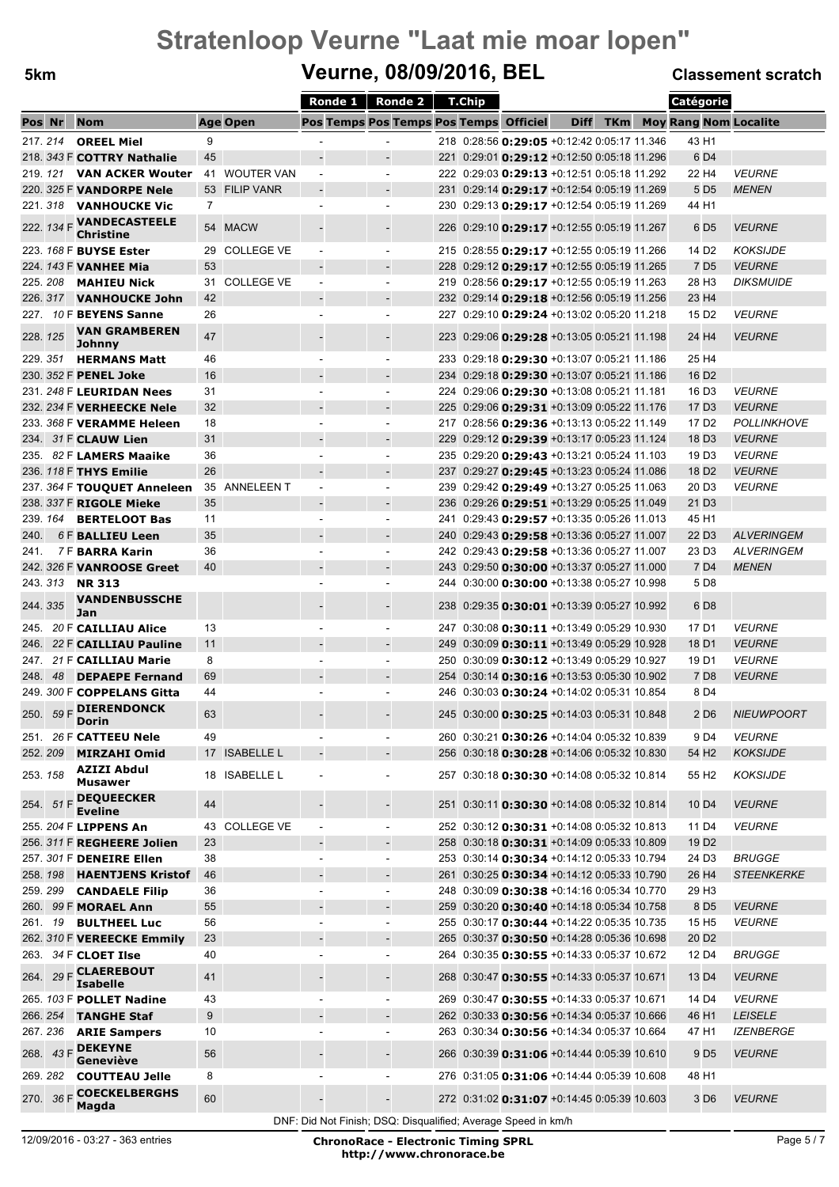# Stratenloop Veurne "Laat mie moar lopen"

**5km** — **Veurne, 08/09/2016, BEL** — **Classement scratch**

| Pos | Nr | | Nom | Age | Open | Ronde 1 Pos | Ronde 1 Temps | Ronde 2 Pos | Ronde 2 Temps | T.Chip Pos | T.Chip Temps | Officiel | Diff | TKm | Moy | Catégorie Rang | Catégorie Nom | Localite |
|---|---|---|---|---|---|---|---|---|---|---|---|---|---|---|---|---|---|---|
| 217. | 214 | | **OREEL Miel** | 9 | | | - | | - | 218 | 0:28:56 | **0:29:05** | +0:12:42 | 0:05:17 | 11.346 | 43 | H1 | |
| 218. | 343 | F | **COTTRY Nathalie** | 45 | | | - | | - | 221 | 0:29:01 | **0:29:12** | +0:12:50 | 0:05:18 | 11.296 | 6 | D4 | |
| 219. | 121 | | **VAN ACKER Wouter** | 41 | WOUTER VAN | | - | | - | 222 | 0:29:03 | **0:29:13** | +0:12:51 | 0:05:18 | 11.292 | 22 | H4 | *VEURNE* |
| 220. | 325 | F | **VANDORPE Nele** | 53 | FILIP VANR | | - | | - | 231 | 0:29:14 | **0:29:17** | +0:12:54 | 0:05:19 | 11.269 | 5 | D5 | *MENEN* |
| 221. | 318 | | **VANHOUCKE Vic** | 7 | | | - | | - | 230 | 0:29:13 | **0:29:17** | +0:12:54 | 0:05:19 | 11.269 | 44 | H1 | |
| 222. | 134 | F | **VANDECASTEELE Christine** | 54 | MACW | | - | | - | 226 | 0:29:10 | **0:29:17** | +0:12:55 | 0:05:19 | 11.267 | 6 | D5 | *VEURNE* |
| 223. | 168 | F | **BUYSE Ester** | 29 | COLLEGE VE | | - | | - | 215 | 0:28:55 | **0:29:17** | +0:12:55 | 0:05:19 | 11.266 | 14 | D2 | *KOKSIJDE* |
| 224. | 143 | F | **VANHEE Mia** | 53 | | | - | | - | 228 | 0:29:12 | **0:29:17** | +0:12:55 | 0:05:19 | 11.265 | 7 | D5 | *VEURNE* |
| 225. | 208 | | **MAHIEU Nick** | 31 | COLLEGE VE | | - | | - | 219 | 0:28:56 | **0:29:17** | +0:12:55 | 0:05:19 | 11.263 | 28 | H3 | *DIKSMUIDE* |
| 226. | 317 | | **VANHOUCKE John** | 42 | | | - | | - | 232 | 0:29:14 | **0:29:18** | +0:12:56 | 0:05:19 | 11.256 | 23 | H4 | |
| 227. | 10 | F | **BEYENS Sanne** | 26 | | | - | | - | 227 | 0:29:10 | **0:29:24** | +0:13:02 | 0:05:20 | 11.218 | 15 | D2 | *VEURNE* |
| 228. | 125 | | **VAN GRAMBEREN Johnny** | 47 | | | - | | - | 223 | 0:29:06 | **0:29:28** | +0:13:05 | 0:05:21 | 11.198 | 24 | H4 | *VEURNE* |
| 229. | 351 | | **HERMANS Matt** | 46 | | | - | | - | 233 | 0:29:18 | **0:29:30** | +0:13:07 | 0:05:21 | 11.186 | 25 | H4 | |
| 230. | 352 | F | **PENEL Joke** | 16 | | | - | | - | 234 | 0:29:18 | **0:29:30** | +0:13:07 | 0:05:21 | 11.186 | 16 | D2 | |
| 231. | 248 | F | **LEURIDAN Nees** | 31 | | | - | | - | 224 | 0:29:06 | **0:29:30** | +0:13:08 | 0:05:21 | 11.181 | 16 | D3 | *VEURNE* |
| 232. | 234 | F | **VERHEECKE Nele** | 32 | | | - | | - | 225 | 0:29:06 | **0:29:31** | +0:13:09 | 0:05:22 | 11.176 | 17 | D3 | *VEURNE* |
| 233. | 368 | F | **VERAMME Heleen** | 18 | | | - | | - | 217 | 0:28:56 | **0:29:36** | +0:13:13 | 0:05:22 | 11.149 | 17 | D2 | *POLLINKHOVE* |
| 234. | 31 | F | **CLAUW Lien** | 31 | | | - | | - | 229 | 0:29:12 | **0:29:39** | +0:13:17 | 0:05:23 | 11.124 | 18 | D3 | *VEURNE* |
| 235. | 82 | F | **LAMERS Maaike** | 36 | | | - | | - | 235 | 0:29:20 | **0:29:43** | +0:13:21 | 0:05:24 | 11.103 | 19 | D3 | *VEURNE* |
| 236. | 118 | F | **THYS Emilie** | 26 | | | - | | - | 237 | 0:29:27 | **0:29:45** | +0:13:23 | 0:05:24 | 11.086 | 18 | D2 | *VEURNE* |
| 237. | 364 | F | **TOUQUET Anneleen** | 35 | ANNELEEN T | | - | | - | 239 | 0:29:42 | **0:29:49** | +0:13:27 | 0:05:25 | 11.063 | 20 | D3 | *VEURNE* |
| 238. | 337 | F | **RIGOLE Mieke** | 35 | | | - | | - | 236 | 0:29:26 | **0:29:51** | +0:13:29 | 0:05:25 | 11.049 | 21 | D3 | |
| 239. | 164 | | **BERTELOOT Bas** | 11 | | | - | | - | 241 | 0:29:43 | **0:29:57** | +0:13:35 | 0:05:26 | 11.013 | 45 | H1 | |
| 240. | 6 | F | **BALLIEU Leen** | 35 | | | - | | - | 240 | 0:29:43 | **0:29:58** | +0:13:36 | 0:05:27 | 11.007 | 22 | D3 | *ALVERINGEM* |
| 241. | 7 | F | **BARRA Karin** | 36 | | | - | | - | 242 | 0:29:43 | **0:29:58** | +0:13:36 | 0:05:27 | 11.007 | 23 | D3 | *ALVERINGEM* |
| 242. | 326 | F | **VANROOSE Greet** | 40 | | | - | | - | 243 | 0:29:50 | **0:30:00** | +0:13:37 | 0:05:27 | 11.000 | 7 | D4 | *MENEN* |
| 243. | 313 | | **NR 313** | | | | - | | - | 244 | 0:30:00 | **0:30:00** | +0:13:38 | 0:05:27 | 10.998 | 5 | D8 | |
| 244. | 335 | | **VANDENBUSSCHE Jan** | | | | - | | - | 238 | 0:29:35 | **0:30:01** | +0:13:39 | 0:05:27 | 10.992 | 6 | D8 | |
| 245. | 20 | F | **CAILLIAU Alice** | 13 | | | - | | - | 247 | 0:30:08 | **0:30:11** | +0:13:49 | 0:05:29 | 10.930 | 17 | D1 | *VEURNE* |
| 246. | 22 | F | **CAILLIAU Pauline** | 11 | | | - | | - | 249 | 0:30:09 | **0:30:11** | +0:13:49 | 0:05:29 | 10.928 | 18 | D1 | *VEURNE* |
| 247. | 21 | F | **CAILLIAU Marie** | 8 | | | - | | - | 250 | 0:30:09 | **0:30:12** | +0:13:49 | 0:05:29 | 10.927 | 19 | D1 | *VEURNE* |
| 248. | 48 | | **DEPAEPE Fernand** | 69 | | | - | | - | 254 | 0:30:14 | **0:30:16** | +0:13:53 | 0:05:30 | 10.902 | 7 | D8 | *VEURNE* |
| 249. | 300 | F | **COPPELANS Gitta** | 44 | | | - | | - | 246 | 0:30:03 | **0:30:24** | +0:14:02 | 0:05:31 | 10.854 | 8 | D4 | |
| 250. | 59 | F | **DIERENDONCK Dorin** | 63 | | | - | | - | 245 | 0:30:00 | **0:30:25** | +0:14:03 | 0:05:31 | 10.848 | 2 | D6 | *NIEUWPOORT* |
| 251. | 26 | F | **CATTEEU Nele** | 49 | | | - | | - | 260 | 0:30:21 | **0:30:26** | +0:14:04 | 0:05:32 | 10.839 | 9 | D4 | *VEURNE* |
| 252. | 209 | | **MIRZAHI Omid** | 17 | ISABELLE L | | - | | - | 256 | 0:30:18 | **0:30:28** | +0:14:06 | 0:05:32 | 10.830 | 54 | H2 | *KOKSIJDE* |
| 253. | 158 | | **AZIZI Abdul Musawer** | 18 | ISABELLE L | | - | | - | 257 | 0:30:18 | **0:30:30** | +0:14:08 | 0:05:32 | 10.814 | 55 | H2 | *KOKSIJDE* |
| 254. | 51 | F | **DEQUEECKER Eveline** | 44 | | | - | | - | 251 | 0:30:11 | **0:30:30** | +0:14:08 | 0:05:32 | 10.814 | 10 | D4 | *VEURNE* |
| 255. | 204 | F | **LIPPENS An** | 43 | COLLEGE VE | | - | | - | 252 | 0:30:12 | **0:30:31** | +0:14:08 | 0:05:32 | 10.813 | 11 | D4 | *VEURNE* |
| 256. | 311 | F | **REGHEERE Jolien** | 23 | | | - | | - | 258 | 0:30:18 | **0:30:31** | +0:14:09 | 0:05:33 | 10.809 | 19 | D2 | |
| 257. | 301 | F | **DENEIRE Ellen** | 38 | | | - | | - | 253 | 0:30:14 | **0:30:34** | +0:14:12 | 0:05:33 | 10.794 | 24 | D3 | *BRUGGE* |
| 258. | 198 | | **HAENTJENS Kristof** | 46 | | | - | | - | 261 | 0:30:25 | **0:30:34** | +0:14:12 | 0:05:33 | 10.790 | 26 | H4 | *STEENKERKE* |
| 259. | 299 | | **CANDAELE Filip** | 36 | | | - | | - | 248 | 0:30:09 | **0:30:38** | +0:14:16 | 0:05:34 | 10.770 | 29 | H3 | |
| 260. | 99 | F | **MORAEL Ann** | 55 | | | - | | - | 259 | 0:30:20 | **0:30:40** | +0:14:18 | 0:05:34 | 10.758 | 8 | D5 | *VEURNE* |
| 261. | 19 | | **BULTHEEL Luc** | 56 | | | - | | - | 255 | 0:30:17 | **0:30:44** | +0:14:22 | 0:05:35 | 10.735 | 15 | H5 | *VEURNE* |
| 262. | 310 | F | **VEREECKE Emmily** | 23 | | | - | | - | 265 | 0:30:37 | **0:30:50** | +0:14:28 | 0:05:36 | 10.698 | 20 | D2 | |
| 263. | 34 | F | **CLOET Ilse** | 40 | | | - | | - | 264 | 0:30:35 | **0:30:55** | +0:14:33 | 0:05:37 | 10.672 | 12 | D4 | *BRUGGE* |
| 264. | 29 | F | **CLAEREBOUT Isabelle** | 41 | | | - | | - | 268 | 0:30:47 | **0:30:55** | +0:14:33 | 0:05:37 | 10.671 | 13 | D4 | *VEURNE* |
| 265. | 103 | F | **POLLET Nadine** | 43 | | | - | | - | 269 | 0:30:47 | **0:30:55** | +0:14:33 | 0:05:37 | 10.671 | 14 | D4 | *VEURNE* |
| 266. | 254 | | **TANGHE Staf** | 9 | | | - | | - | 262 | 0:30:33 | **0:30:56** | +0:14:34 | 0:05:37 | 10.666 | 46 | H1 | *LEISELE* |
| 267. | 236 | | **ARIE Sampers** | 10 | | | - | | - | 263 | 0:30:34 | **0:30:56** | +0:14:34 | 0:05:37 | 10.664 | 47 | H1 | *IZENBERGE* |
| 268. | 43 | F | **DEKEYNE Geneviève** | 56 | | | - | | - | 266 | 0:30:39 | **0:31:06** | +0:14:44 | 0:05:39 | 10.610 | 9 | D5 | *VEURNE* |
| 269. | 282 | | **COUTTEAU Jelle** | 8 | | | - | | - | 276 | 0:31:05 | **0:31:06** | +0:14:44 | 0:05:39 | 10.608 | 48 | H1 | |
| 270. | 36 | F | **COECKELBERGHS Magda** | 60 | | | - | | - | 272 | 0:31:02 | **0:31:07** | +0:14:45 | 0:05:39 | 10.603 | 3 | D6 | *VEURNE* |

DNF: Did Not Finish; DSQ: Disqualified; Average Speed in km/h

12/09/2016 - 03:27 - 363 entries

**ChronoRace - Electronic Timing SPRL**
**http://www.chronorace.be**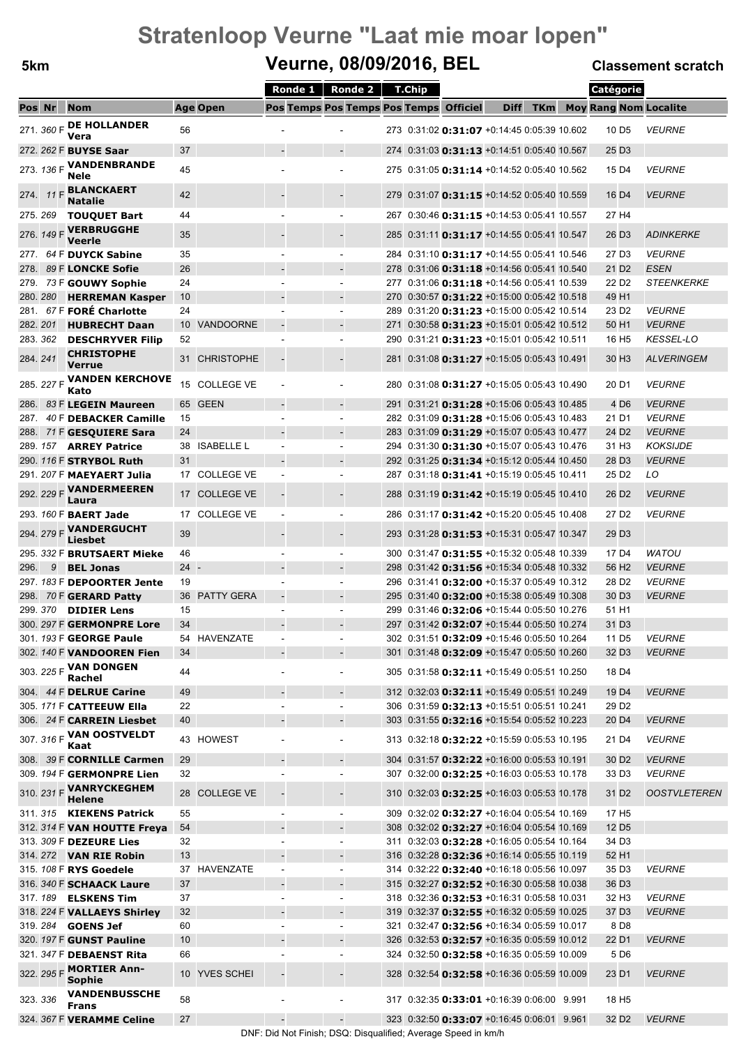# Stratenloop Veurne "Laat mie moar lopen"

## Veurne, 08/09/2016, BEL

**5km** — **Classement scratch**

| Pos | Nr | | Nom | Age | Open | Ronde 1 Pos | Ronde 1 Temps | Ronde 2 Pos | Ronde 2 Temps | T.Chip Pos | T.Chip Temps | Officiel | Diff | TKm | Moy | Catégorie Rang | Catégorie Nom | Localite |
|---|---|---|---|---|---|---|---|---|---|---|---|---|---|---|---|---|---|---|
| 271. | 360 | F | **DE HOLLANDER Vera** | 56 | | | - | | - | 273 | 0:31:02 | **0:31:07** | +0:14:45 | 0:05:39 | 10.602 | 10 | D5 | VEURNE |
| 272. | 262 | F | **BUYSE Saar** | 37 | | | - | | - | 274 | 0:31:03 | **0:31:13** | +0:14:51 | 0:05:40 | 10.567 | 25 | D3 | |
| 273. | 136 | F | **VANDENBRANDE Nele** | 45 | | | - | | - | 275 | 0:31:05 | **0:31:14** | +0:14:52 | 0:05:40 | 10.562 | 15 | D4 | VEURNE |
| 274. | 11 | F | **BLANCKAERT Natalie** | 42 | | | - | | - | 279 | 0:31:07 | **0:31:15** | +0:14:52 | 0:05:40 | 10.559 | 16 | D4 | VEURNE |
| 275. | 269 | | **TOUQUET Bart** | 44 | | | - | | - | 267 | 0:30:46 | **0:31:15** | +0:14:53 | 0:05:41 | 10.557 | 27 | H4 | |
| 276. | 149 | F | **VERBRUGGHE Veerle** | 35 | | | - | | - | 285 | 0:31:11 | **0:31:17** | +0:14:55 | 0:05:41 | 10.547 | 26 | D3 | ADINKERKE |
| 277. | 64 | F | **DUYCK Sabine** | 35 | | | - | | - | 284 | 0:31:10 | **0:31:17** | +0:14:55 | 0:05:41 | 10.546 | 27 | D3 | VEURNE |
| 278. | 89 | F | **LONCKE Sofie** | 26 | | | - | | - | 278 | 0:31:06 | **0:31:18** | +0:14:56 | 0:05:41 | 10.540 | 21 | D2 | ESEN |
| 279. | 73 | F | **GOUWY Sophie** | 24 | | | - | | - | 277 | 0:31:06 | **0:31:18** | +0:14:56 | 0:05:41 | 10.539 | 22 | D2 | STEENKERKE |
| 280. | 280 | | **HERREMAN Kasper** | 10 | | | - | | - | 270 | 0:30:57 | **0:31:22** | +0:15:00 | 0:05:42 | 10.518 | 49 | H1 | |
| 281. | 67 | F | **FORÉ Charlotte** | 24 | | | - | | - | 289 | 0:31:20 | **0:31:23** | +0:15:00 | 0:05:42 | 10.514 | 23 | D2 | VEURNE |
| 282. | 201 | | **HUBRECHT Daan** | 10 | VANDOORNE | | - | | - | 271 | 0:30:58 | **0:31:23** | +0:15:01 | 0:05:42 | 10.512 | 50 | H1 | VEURNE |
| 283. | 362 | | **DESCHRYVER Filip** | 52 | | | - | | - | 290 | 0:31:21 | **0:31:23** | +0:15:01 | 0:05:42 | 10.511 | 16 | H5 | KESSEL-LO |
| 284. | 241 | | **CHRISTOPHE Verrue** | 31 | CHRISTOPHE | | - | | - | 281 | 0:31:08 | **0:31:27** | +0:15:05 | 0:05:43 | 10.491 | 30 | H3 | ALVERINGEM |
| 285. | 227 | F | **VANDEN KERCHOVE Kato** | 15 | COLLEGE VE | | - | | - | 280 | 0:31:08 | **0:31:27** | +0:15:05 | 0:05:43 | 10.490 | 20 | D1 | VEURNE |
| 286. | 83 | F | **LEGEIN Maureen** | 65 | GEEN | | - | | - | 291 | 0:31:21 | **0:31:28** | +0:15:06 | 0:05:43 | 10.485 | 4 | D6 | VEURNE |
| 287. | 40 | F | **DEBACKER Camille** | 15 | | | - | | - | 282 | 0:31:09 | **0:31:28** | +0:15:06 | 0:05:43 | 10.483 | 21 | D1 | VEURNE |
| 288. | 71 | F | **GESQUIERE Sara** | 24 | | | - | | - | 283 | 0:31:09 | **0:31:29** | +0:15:07 | 0:05:43 | 10.477 | 24 | D2 | VEURNE |
| 289. | 157 | | **ARREY Patrice** | 38 | ISABELLE L | | - | | - | 294 | 0:31:30 | **0:31:30** | +0:15:07 | 0:05:43 | 10.476 | 31 | H3 | KOKSIJDE |
| 290. | 116 | F | **STRYBOL Ruth** | 31 | | | - | | - | 292 | 0:31:25 | **0:31:34** | +0:15:12 | 0:05:44 | 10.450 | 28 | D3 | VEURNE |
| 291. | 207 | F | **MAEYAERT Julia** | 17 | COLLEGE VE | | - | | - | 287 | 0:31:18 | **0:31:41** | +0:15:19 | 0:05:45 | 10.411 | 25 | D2 | LO |
| 292. | 229 | F | **VANDERMEEREN Laura** | 17 | COLLEGE VE | | - | | - | 288 | 0:31:19 | **0:31:42** | +0:15:19 | 0:05:45 | 10.410 | 26 | D2 | VEURNE |
| 293. | 160 | F | **BAERT Jade** | 17 | COLLEGE VE | | - | | - | 286 | 0:31:17 | **0:31:42** | +0:15:20 | 0:05:45 | 10.408 | 27 | D2 | VEURNE |
| 294. | 279 | F | **VANDERGUCHT Liesbet** | 39 | | | - | | - | 293 | 0:31:28 | **0:31:53** | +0:15:31 | 0:05:47 | 10.347 | 29 | D3 | |
| 295. | 332 | F | **BRUTSAERT Mieke** | 46 | | | - | | - | 300 | 0:31:47 | **0:31:55** | +0:15:32 | 0:05:48 | 10.339 | 17 | D4 | WATOU |
| 296. | 9 | | **BEL Jonas** | 24 | - | | - | | - | 298 | 0:31:42 | **0:31:56** | +0:15:34 | 0:05:48 | 10.332 | 56 | H2 | VEURNE |
| 297. | 183 | F | **DEPOORTER Jente** | 19 | | | - | | - | 296 | 0:31:41 | **0:32:00** | +0:15:37 | 0:05:49 | 10.312 | 28 | D2 | VEURNE |
| 298. | 70 | F | **GERARD Patty** | 36 | PATTY GERA | | - | | - | 295 | 0:31:40 | **0:32:00** | +0:15:38 | 0:05:49 | 10.308 | 30 | D3 | VEURNE |
| 299. | 370 | | **DIDIER Lens** | 15 | | | - | | - | 299 | 0:31:46 | **0:32:06** | +0:15:44 | 0:05:50 | 10.276 | 51 | H1 | |
| 300. | 297 | F | **GERMONPRE Lore** | 34 | | | - | | - | 297 | 0:31:42 | **0:32:07** | +0:15:44 | 0:05:50 | 10.274 | 31 | D3 | |
| 301. | 193 | F | **GEORGE Paule** | 54 | HAVENZATE | | - | | - | 302 | 0:31:51 | **0:32:09** | +0:15:46 | 0:05:50 | 10.264 | 11 | D5 | VEURNE |
| 302. | 140 | F | **VANDOOREN Fien** | 34 | | | - | | - | 301 | 0:31:48 | **0:32:09** | +0:15:47 | 0:05:50 | 10.260 | 32 | D3 | VEURNE |
| 303. | 225 | F | **VAN DONGEN Rachel** | 44 | | | - | | - | 305 | 0:31:58 | **0:32:11** | +0:15:49 | 0:05:51 | 10.250 | 18 | D4 | |
| 304. | 44 | F | **DELRUE Carine** | 49 | | | - | | - | 312 | 0:32:03 | **0:32:11** | +0:15:49 | 0:05:51 | 10.249 | 19 | D4 | VEURNE |
| 305. | 171 | F | **CATTEEUW Ella** | 22 | | | - | | - | 306 | 0:31:59 | **0:32:13** | +0:15:51 | 0:05:51 | 10.241 | 29 | D2 | |
| 306. | 24 | F | **CARREIN Liesbet** | 40 | | | - | | - | 303 | 0:31:55 | **0:32:16** | +0:15:54 | 0:05:52 | 10.223 | 20 | D4 | VEURNE |
| 307. | 316 | F | **VAN OOSTVELDT Kaat** | 43 | HOWEST | | - | | - | 313 | 0:32:18 | **0:32:22** | +0:15:59 | 0:05:53 | 10.195 | 21 | D4 | VEURNE |
| 308. | 39 | F | **CORNILLE Carmen** | 29 | | | - | | - | 304 | 0:31:57 | **0:32:22** | +0:16:00 | 0:05:53 | 10.191 | 30 | D2 | VEURNE |
| 309. | 194 | F | **GERMONPRE Lien** | 32 | | | - | | - | 307 | 0:32:00 | **0:32:25** | +0:16:03 | 0:05:53 | 10.178 | 33 | D3 | VEURNE |
| 310. | 231 | F | **VANRYCKEGHEM Helene** | 28 | COLLEGE VE | | - | | - | 310 | 0:32:03 | **0:32:25** | +0:16:03 | 0:05:53 | 10.178 | 31 | D2 | OOSTVLETEREN |
| 311. | 315 | | **KIEKENS Patrick** | 55 | | | - | | - | 309 | 0:32:02 | **0:32:27** | +0:16:04 | 0:05:54 | 10.169 | 17 | H5 | |
| 312. | 314 | F | **VAN HOUTTE Freya** | 54 | | | - | | - | 308 | 0:32:02 | **0:32:27** | +0:16:04 | 0:05:54 | 10.169 | 12 | D5 | |
| 313. | 309 | F | **DEZEURE Lies** | 32 | | | - | | - | 311 | 0:32:03 | **0:32:28** | +0:16:05 | 0:05:54 | 10.164 | 34 | D3 | |
| 314. | 272 | | **VAN RIE Robin** | 13 | | | - | | - | 316 | 0:32:28 | **0:32:36** | +0:16:14 | 0:05:55 | 10.119 | 52 | H1 | |
| 315. | 108 | F | **RYS Goedele** | 37 | HAVENZATE | | - | | - | 314 | 0:32:22 | **0:32:40** | +0:16:18 | 0:05:56 | 10.097 | 35 | D3 | VEURNE |
| 316. | 340 | F | **SCHAACK Laure** | 37 | | | - | | - | 315 | 0:32:27 | **0:32:52** | +0:16:30 | 0:05:58 | 10.038 | 36 | D3 | |
| 317. | 189 | | **ELSKENS Tim** | 37 | | | - | | - | 318 | 0:32:36 | **0:32:53** | +0:16:31 | 0:05:58 | 10.031 | 32 | H3 | VEURNE |
| 318. | 224 | F | **VALLAEYS Shirley** | 32 | | | - | | - | 319 | 0:32:37 | **0:32:55** | +0:16:32 | 0:05:59 | 10.025 | 37 | D3 | VEURNE |
| 319. | 284 | | **GOENS Jef** | 60 | | | - | | - | 321 | 0:32:47 | **0:32:56** | +0:16:34 | 0:05:59 | 10.017 | 8 | D8 | |
| 320. | 197 | F | **GUNST Pauline** | 10 | | | - | | - | 326 | 0:32:53 | **0:32:57** | +0:16:35 | 0:05:59 | 10.012 | 22 | D1 | VEURNE |
| 321. | 347 | F | **DEBAENST Rita** | 66 | | | - | | - | 324 | 0:32:50 | **0:32:58** | +0:16:35 | 0:05:59 | 10.009 | 5 | D6 | |
| 322. | 295 | F | **MORTIER Ann-Sophie** | 10 | YVES SCHEI | | - | | - | 328 | 0:32:54 | **0:32:58** | +0:16:36 | 0:05:59 | 10.009 | 23 | D1 | VEURNE |
| 323. | 336 | | **VANDENBUSSCHE Frans** | 58 | | | - | | - | 317 | 0:32:35 | **0:33:01** | +0:16:39 | 0:06:00 | 9.991 | 18 | H5 | |
| 324. | 367 | F | **VERAMME Celine** | 27 | | | - | | - | 323 | 0:32:50 | **0:33:07** | +0:16:45 | 0:06:01 | 9.961 | 32 | D2 | VEURNE |

DNF: Did Not Finish; DSQ: Disqualified; Average Speed in km/h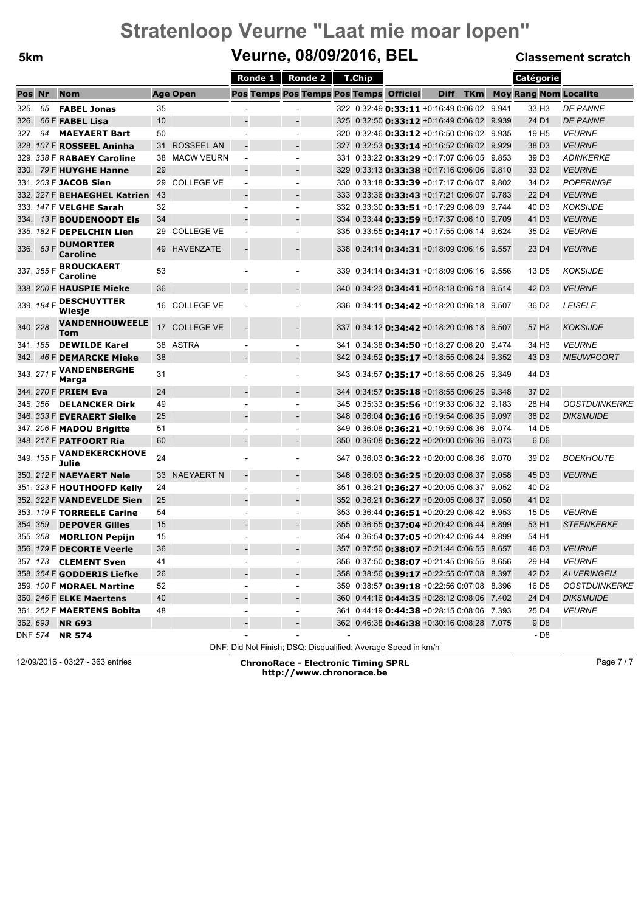# Stratenloop Veurne "Laat mie moar lopen"

**5km** — **Veurne, 08/09/2016, BEL** — **Classement scratch**

| Pos | Nr | | Nom | Age | Open | Ronde 1 Pos | Ronde 1 Temps | Ronde 2 Pos | Ronde 2 Temps | T.Chip Pos | T.Chip Temps | Officiel | Diff | TKm | Moy | Catégorie Rang | Catégorie Nom | Localite |
|---|---|---|---|---|---|---|---|---|---|---|---|---|---|---|---|---|---|---|
| 325. | 65 | | **FABEL Jonas** | 35 | | | - | | - | 322 | 0:32:49 | **0:33:11** | +0:16:49 | 0:06:02 | 9.941 | 33 | H3 | *DE PANNE* |
| 326. | 66 | F | **FABEL Lisa** | 10 | | | - | | - | 325 | 0:32:50 | **0:33:12** | +0:16:49 | 0:06:02 | 9.939 | 24 | D1 | *DE PANNE* |
| 327. | 94 | | **MAEYAERT Bart** | 50 | | | - | | - | 320 | 0:32:46 | **0:33:12** | +0:16:50 | 0:06:02 | 9.935 | 19 | H5 | *VEURNE* |
| 328. | 107 | F | **ROSSEEL Aninha** | 31 | ROSSEEL AN | | - | | - | 327 | 0:32:53 | **0:33:14** | +0:16:52 | 0:06:02 | 9.929 | 38 | D3 | *VEURNE* |
| 329. | 338 | F | **RABAEY Caroline** | 38 | MACW VEURN | | - | | - | 331 | 0:33:22 | **0:33:29** | +0:17:07 | 0:06:05 | 9.853 | 39 | D3 | *ADINKERKE* |
| 330. | 79 | F | **HUYGHE Hanne** | 29 | | | - | | - | 329 | 0:33:13 | **0:33:38** | +0:17:16 | 0:06:06 | 9.810 | 33 | D2 | *VEURNE* |
| 331. | 203 | F | **JACOB Sien** | 29 | COLLEGE VE | | - | | - | 330 | 0:33:18 | **0:33:39** | +0:17:17 | 0:06:07 | 9.802 | 34 | D2 | *POPERINGE* |
| 332. | 327 | F | **BEHAEGHEL Katrien** | 43 | | | - | | - | 333 | 0:33:36 | **0:33:43** | +0:17:21 | 0:06:07 | 9.783 | 22 | D4 | *VEURNE* |
| 333. | 147 | F | **VELGHE Sarah** | 32 | | | - | | - | 332 | 0:33:30 | **0:33:51** | +0:17:29 | 0:06:09 | 9.744 | 40 | D3 | *KOKSIJDE* |
| 334. | 13 | F | **BOUDENOODT Els** | 34 | | | - | | - | 334 | 0:33:44 | **0:33:59** | +0:17:37 | 0:06:10 | 9.709 | 41 | D3 | *VEURNE* |
| 335. | 182 | F | **DEPELCHIN Lien** | 29 | COLLEGE VE | | - | | - | 335 | 0:33:55 | **0:34:17** | +0:17:55 | 0:06:14 | 9.624 | 35 | D2 | *VEURNE* |
| 336. | 63 | F | **DUMORTIER Caroline** | 49 | HAVENZATE | | - | | - | 338 | 0:34:14 | **0:34:31** | +0:18:09 | 0:06:16 | 9.557 | 23 | D4 | *VEURNE* |
| 337. | 355 | F | **BROUCKAERT Caroline** | 53 | | | - | | - | 339 | 0:34:14 | **0:34:31** | +0:18:09 | 0:06:16 | 9.556 | 13 | D5 | *KOKSIJDE* |
| 338. | 200 | F | **HAUSPIE Mieke** | 36 | | | - | | - | 340 | 0:34:23 | **0:34:41** | +0:18:18 | 0:06:18 | 9.514 | 42 | D3 | *VEURNE* |
| 339. | 184 | F | **DESCHUYTTER Wiesje** | 16 | COLLEGE VE | | - | | - | 336 | 0:34:11 | **0:34:42** | +0:18:20 | 0:06:18 | 9.507 | 36 | D2 | *LEISELE* |
| 340. | 228 | | **VANDENHOUWEELE Tom** | 17 | COLLEGE VE | | - | | - | 337 | 0:34:12 | **0:34:42** | +0:18:20 | 0:06:18 | 9.507 | 57 | H2 | *KOKSIJDE* |
| 341. | 185 | | **DEWILDE Karel** | 38 | ASTRA | | - | | - | 341 | 0:34:38 | **0:34:50** | +0:18:27 | 0:06:20 | 9.474 | 34 | H3 | *VEURNE* |
| 342. | 46 | F | **DEMARCKE Mieke** | 38 | | | - | | - | 342 | 0:34:52 | **0:35:17** | +0:18:55 | 0:06:24 | 9.352 | 43 | D3 | *NIEUWPOORT* |
| 343. | 271 | F | **VANDENBERGHE Marga** | 31 | | | - | | - | 343 | 0:34:57 | **0:35:17** | +0:18:55 | 0:06:25 | 9.349 | 44 | D3 | |
| 344. | 270 | F | **PRIEM Eva** | 24 | | | - | | - | 344 | 0:34:57 | **0:35:18** | +0:18:55 | 0:06:25 | 9.348 | 37 | D2 | |
| 345. | 356 | | **DELANCKER Dirk** | 49 | | | - | | - | 345 | 0:35:33 | **0:35:56** | +0:19:33 | 0:06:32 | 9.183 | 28 | H4 | *OOSTDUINKERKE* |
| 346. | 333 | F | **EVERAERT Sielke** | 25 | | | - | | - | 348 | 0:36:04 | **0:36:16** | +0:19:54 | 0:06:35 | 9.097 | 38 | D2 | *DIKSMUIDE* |
| 347. | 206 | F | **MADOU Brigitte** | 51 | | | - | | - | 349 | 0:36:08 | **0:36:21** | +0:19:59 | 0:06:36 | 9.074 | 14 | D5 | |
| 348. | 217 | F | **PATFOORT Ria** | 60 | | | - | | - | 350 | 0:36:08 | **0:36:22** | +0:20:00 | 0:06:36 | 9.073 | 6 | D6 | |
| 349. | 135 | F | **VANDEKERCKHOVE Julie** | 24 | | | - | | - | 347 | 0:36:03 | **0:36:22** | +0:20:00 | 0:06:36 | 9.070 | 39 | D2 | *BOEKHOUTE* |
| 350. | 212 | F | **NAEYAERT Nele** | 33 | NAEYAERT N | | - | | - | 346 | 0:36:03 | **0:36:25** | +0:20:03 | 0:06:37 | 9.058 | 45 | D3 | *VEURNE* |
| 351. | 323 | F | **HOUTHOOFD Kelly** | 24 | | | - | | - | 351 | 0:36:21 | **0:36:27** | +0:20:05 | 0:06:37 | 9.052 | 40 | D2 | |
| 352. | 322 | F | **VANDEVELDE Sien** | 25 | | | - | | - | 352 | 0:36:21 | **0:36:27** | +0:20:05 | 0:06:37 | 9.050 | 41 | D2 | |
| 353. | 119 | F | **TORREELE Carine** | 54 | | | - | | - | 353 | 0:36:44 | **0:36:51** | +0:20:29 | 0:06:42 | 8.953 | 15 | D5 | *VEURNE* |
| 354. | 359 | | **DEPOVER Gilles** | 15 | | | - | | - | 355 | 0:36:55 | **0:37:04** | +0:20:42 | 0:06:44 | 8.899 | 53 | H1 | *STEENKERKE* |
| 355. | 358 | | **MORLION Pepijn** | 15 | | | - | | - | 354 | 0:36:54 | **0:37:05** | +0:20:42 | 0:06:44 | 8.899 | 54 | H1 | |
| 356. | 179 | F | **DECORTE Veerle** | 36 | | | - | | - | 357 | 0:37:50 | **0:38:07** | +0:21:44 | 0:06:55 | 8.657 | 46 | D3 | *VEURNE* |
| 357. | 173 | | **CLEMENT Sven** | 41 | | | - | | - | 356 | 0:37:50 | **0:38:07** | +0:21:45 | 0:06:55 | 8.656 | 29 | H4 | *VEURNE* |
| 358. | 354 | F | **GODDERIS Liefke** | 26 | | | - | | - | 358 | 0:38:56 | **0:39:17** | +0:22:55 | 0:07:08 | 8.397 | 42 | D2 | *ALVERINGEM* |
| 359. | 100 | F | **MORAEL Martine** | 52 | | | - | | - | 359 | 0:38:57 | **0:39:18** | +0:22:56 | 0:07:08 | 8.396 | 16 | D5 | *OOSTDUINKERKE* |
| 360. | 246 | F | **ELKE Maertens** | 40 | | | - | | - | 360 | 0:44:16 | **0:44:35** | +0:28:12 | 0:08:06 | 7.402 | 24 | D4 | *DIKSMUIDE* |
| 361. | 252 | F | **MAERTENS Bobita** | 48 | | | - | | - | 361 | 0:44:19 | **0:44:38** | +0:28:15 | 0:08:06 | 7.393 | 25 | D4 | *VEURNE* |
| 362. | 693 | | **NR 693** | | | | - | | - | 362 | 0:46:38 | **0:46:38** | +0:30:16 | 0:08:28 | 7.075 | 9 | D8 | |
| DNF | 574 | | **NR 574** | | | | - | | - | | - | | | | | - | D8 | |

DNF: Did Not Finish; DSQ: Disqualified; Average Speed in km/h

12/09/2016 - 03:27 - 363 entries

**ChronoRace - Electronic Timing SPRL**
**http://www.chronorace.be**